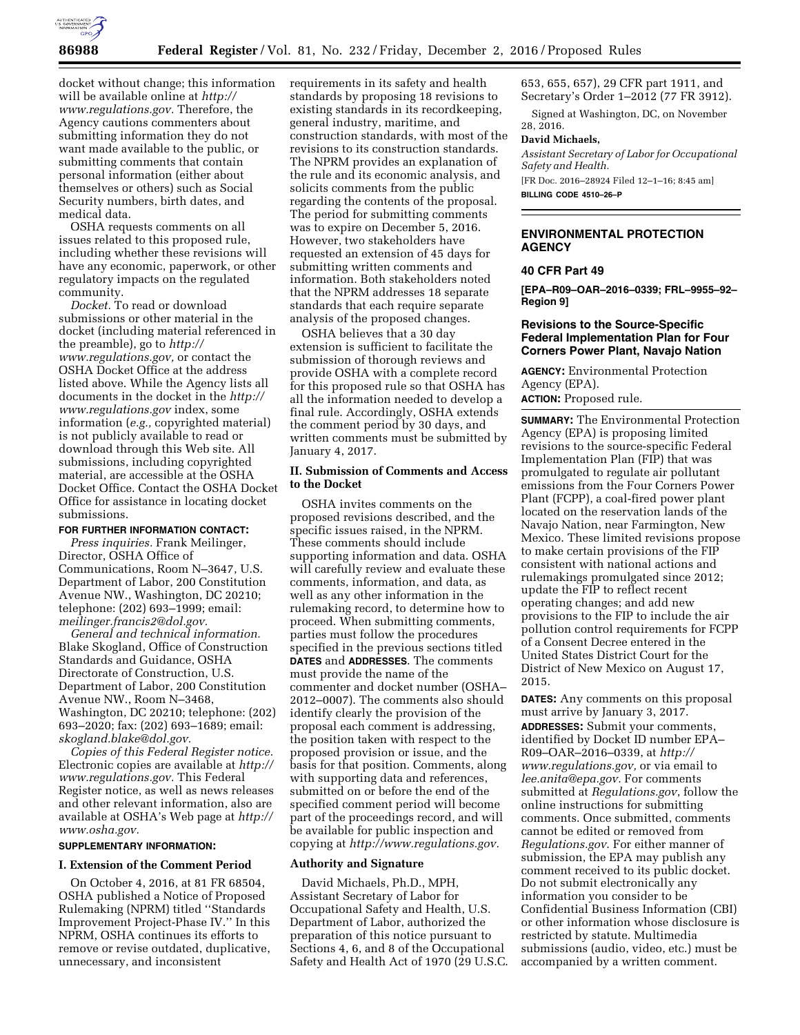docket without change; this information will be available online at *http://www.regulations.gov.* Therefore, the Agency cautions commenters about submitting information they do not want made available to the public, or submitting comments that contain personal information (either about themselves or others) such as Social Security numbers, birth dates, and medical data.

OSHA requests comments on all issues related to this proposed rule, including whether these revisions will have any economic, paperwork, or other regulatory impacts on the regulated community.

*Docket.* To read or download submissions or other material in the docket (including material referenced in the preamble), go to *http://www.regulations.gov,* or contact the OSHA Docket Office at the address listed above. While the Agency lists all documents in the docket in the *http://www.regulations.gov* index, some information (*e.g.,* copyrighted material) is not publicly available to read or download through this Web site. All submissions, including copyrighted material, are accessible at the OSHA Docket Office. Contact the OSHA Docket Office for assistance in locating docket submissions.

**FOR FURTHER INFORMATION CONTACT:**

*Press inquiries.* Frank Meilinger, Director, OSHA Office of Communications, Room N–3647, U.S. Department of Labor, 200 Constitution Avenue NW., Washington, DC 20210; telephone: (202) 693–1999; email: *meilinger.francis2@dol.gov.*

*General and technical information.* Blake Skogland, Office of Construction Standards and Guidance, OSHA Directorate of Construction, U.S. Department of Labor, 200 Constitution Avenue NW., Room N–3468, Washington, DC 20210; telephone: (202) 693–2020; fax: (202) 693–1689; email: *skogland.blake@dol.gov.*

*Copies of this Federal Register notice.* Electronic copies are available at *http://www.regulations.gov.* This Federal Register notice, as well as news releases and other relevant information, also are available at OSHA's Web page at *http://www.osha.gov.*

**SUPPLEMENTARY INFORMATION:**

## I. Extension of the Comment Period

On October 4, 2016, at 81 FR 68504, OSHA published a Notice of Proposed Rulemaking (NPRM) titled ''Standards Improvement Project-Phase IV.'' In this NPRM, OSHA continues its efforts to remove or revise outdated, duplicative, unnecessary, and inconsistent requirements in its safety and health standards by proposing 18 revisions to existing standards in its recordkeeping, general industry, maritime, and construction standards, with most of the revisions to its construction standards. The NPRM provides an explanation of the rule and its economic analysis, and solicits comments from the public regarding the contents of the proposal. The period for submitting comments was to expire on December 5, 2016. However, two stakeholders have requested an extension of 45 days for submitting written comments and information. Both stakeholders noted that the NPRM addresses 18 separate standards that each require separate analysis of the proposed changes.

OSHA believes that a 30 day extension is sufficient to facilitate the submission of thorough reviews and provide OSHA with a complete record for this proposed rule so that OSHA has all the information needed to develop a final rule. Accordingly, OSHA extends the comment period by 30 days, and written comments must be submitted by January 4, 2017.

## II. Submission of Comments and Access to the Docket

OSHA invites comments on the proposed revisions described, and the specific issues raised, in the NPRM. These comments should include supporting information and data. OSHA will carefully review and evaluate these comments, information, and data, as well as any other information in the rulemaking record, to determine how to proceed. When submitting comments, parties must follow the procedures specified in the previous sections titled **DATES** and **ADDRESSES**. The comments must provide the name of the commenter and docket number (OSHA–2012–0007). The comments also should identify clearly the provision of the proposal each comment is addressing, the position taken with respect to the proposed provision or issue, and the basis for that position. Comments, along with supporting data and references, submitted on or before the end of the specified comment period will become part of the proceedings record, and will be available for public inspection and copying at *http://www.regulations.gov.*

### Authority and Signature

David Michaels, Ph.D., MPH, Assistant Secretary of Labor for Occupational Safety and Health, U.S. Department of Labor, authorized the preparation of this notice pursuant to Sections 4, 6, and 8 of the Occupational Safety and Health Act of 1970 (29 U.S.C. 653, 655, 657), 29 CFR part 1911, and Secretary's Order 1–2012 (77 FR 3912).

Signed at Washington, DC, on November 28, 2016.

**David Michaels,**

*Assistant Secretary of Labor for Occupational Safety and Health.*

[FR Doc. 2016–28924 Filed 12–1–16; 8:45 am]

**BILLING CODE 4510–26–P**

---

# ENVIRONMENTAL PROTECTION AGENCY

## 40 CFR Part 49

**[EPA–R09–OAR–2016–0339; FRL–9955–92–Region 9]**

## Revisions to the Source-Specific Federal Implementation Plan for Four Corners Power Plant, Navajo Nation

**AGENCY:** Environmental Protection Agency (EPA).

**ACTION:** Proposed rule.

**SUMMARY:** The Environmental Protection Agency (EPA) is proposing limited revisions to the source-specific Federal Implementation Plan (FIP) that was promulgated to regulate air pollutant emissions from the Four Corners Power Plant (FCPP), a coal-fired power plant located on the reservation lands of the Navajo Nation, near Farmington, New Mexico. These limited revisions propose to make certain provisions of the FIP consistent with national actions and rulemakings promulgated since 2012; update the FIP to reflect recent operating changes; and add new provisions to the FIP to include the air pollution control requirements for FCPP of a Consent Decree entered in the United States District Court for the District of New Mexico on August 17, 2015.

**DATES:** Any comments on this proposal must arrive by January 3, 2017.

**ADDRESSES:** Submit your comments, identified by Docket ID number EPA–R09–OAR–2016–0339, at *http://www.regulations.gov,* or via email to *lee.anita@epa.gov.* For comments submitted at *Regulations.gov*, follow the online instructions for submitting comments. Once submitted, comments cannot be edited or removed from *Regulations.gov*. For either manner of submission, the EPA may publish any comment received to its public docket. Do not submit electronically any information you consider to be Confidential Business Information (CBI) or other information whose disclosure is restricted by statute. Multimedia submissions (audio, video, etc.) must be accompanied by a written comment.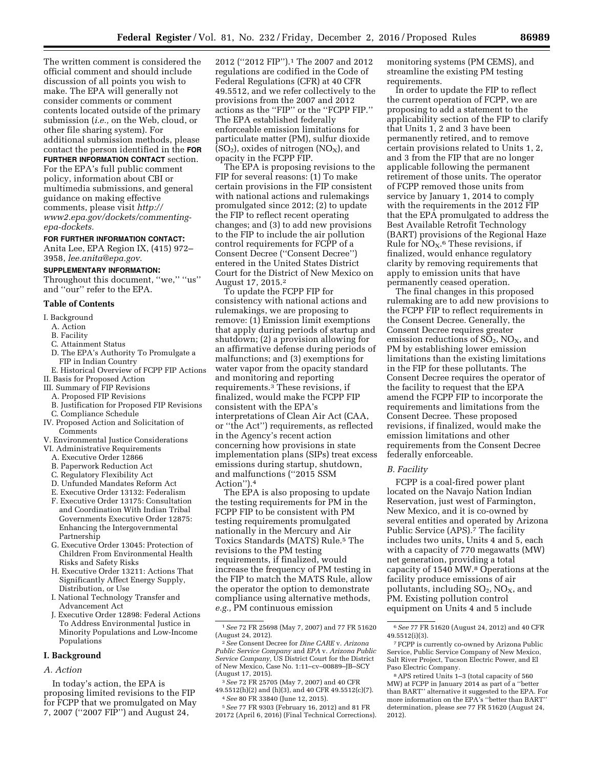The written comment is considered the official comment and should include discussion of all points you wish to make. The EPA will generally not consider comments or comment contents located outside of the primary submission (*i.e.,* on the Web, cloud, or other file sharing system). For additional submission methods, please contact the person identified in the **FOR FURTHER INFORMATION CONTACT** section. For the EPA's full public comment policy, information about CBI or multimedia submissions, and general guidance on making effective comments, please visit *http://www2.epa.gov/dockets/commenting-epa-dockets.*

**FOR FURTHER INFORMATION CONTACT:** Anita Lee, EPA Region IX, (415) 972–3958, *lee.anita@epa.gov.*

**SUPPLEMENTARY INFORMATION:** Throughout this document, ''we,'' ''us'' and ''our'' refer to the EPA.

**Table of Contents**

- I. Background
  - A. Action
  - B. Facility
  - C. Attainment Status
  - D. The EPA's Authority To Promulgate a FIP in Indian Country
  - E. Historical Overview of FCPP FIP Actions
- II. Basis for Proposed Action
- III. Summary of FIP Revisions
  - A. Proposed FIP Revisions
  - B. Justification for Proposed FIP Revisions
  - C. Compliance Schedule
- IV. Proposed Action and Solicitation of Comments
- V. Environmental Justice Considerations
- VI. Administrative Requirements
  - A. Executive Order 12866
  - B. Paperwork Reduction Act
  - C. Regulatory Flexibility Act
  - D. Unfunded Mandates Reform Act
  - E. Executive Order 13132: Federalism
  - F. Executive Order 13175: Consultation and Coordination With Indian Tribal Governments Executive Order 12875: Enhancing the Intergovernmental Partnership
  - G. Executive Order 13045: Protection of Children From Environmental Health Risks and Safety Risks
  - H. Executive Order 13211: Actions That Significantly Affect Energy Supply, Distribution, or Use
  - I. National Technology Transfer and Advancement Act
  - J. Executive Order 12898: Federal Actions To Address Environmental Justice in Minority Populations and Low-Income Populations

## I. Background

### A. Action

In today's action, the EPA is proposing limited revisions to the FIP for FCPP that we promulgated on May 7, 2007 (''2007 FIP'') and August 24, 2012 (''2012 FIP'').[1] The 2007 and 2012 regulations are codified in the Code of Federal Regulations (CFR) at 40 CFR 49.5512, and we refer collectively to the provisions from the 2007 and 2012 actions as the ''FIP'' or the ''FCPP FIP.'' The EPA established federally enforceable emission limitations for particulate matter (PM), sulfur dioxide ($SO_2$), oxides of nitrogen ($NO_X$), and opacity in the FCPP FIP.

The EPA is proposing revisions to the FIP for several reasons: (1) To make certain provisions in the FIP consistent with national actions and rulemakings promulgated since 2012; (2) to update the FIP to reflect recent operating changes; and (3) to add new provisions to the FIP to include the air pollution control requirements for FCPP of a Consent Decree (''Consent Decree'') entered in the United States District Court for the District of New Mexico on August 17, 2015.[2]

To update the FCPP FIP for consistency with national actions and rulemakings, we are proposing to remove: (1) Emission limit exemptions that apply during periods of startup and shutdown; (2) a provision allowing for an affirmative defense during periods of malfunctions; and (3) exemptions for water vapor from the opacity standard and monitoring and reporting requirements.[3] These revisions, if finalized, would make the FCPP FIP consistent with the EPA's interpretations of Clean Air Act (CAA, or ''the Act'') requirements, as reflected in the Agency's recent action concerning how provisions in state implementation plans (SIPs) treat excess emissions during startup, shutdown, and malfunctions (''2015 SSM Action'').[4]

The EPA is also proposing to update the testing requirements for PM in the FCPP FIP to be consistent with PM testing requirements promulgated nationally in the Mercury and Air Toxics Standards (MATS) Rule.[5] The revisions to the PM testing requirements, if finalized, would increase the frequency of PM testing in the FIP to match the MATS Rule, allow the operator the option to demonstrate compliance using alternative methods, *e.g.,* PM continuous emission monitoring systems (PM CEMS), and streamline the existing PM testing requirements.

In order to update the FIP to reflect the current operation of FCPP, we are proposing to add a statement to the applicability section of the FIP to clarify that Units 1, 2 and 3 have been permanently retired, and to remove certain provisions related to Units 1, 2, and 3 from the FIP that are no longer applicable following the permanent retirement of those units. The operator of FCPP removed those units from service by January 1, 2014 to comply with the requirements in the 2012 FIP that the EPA promulgated to address the Best Available Retrofit Technology (BART) provisions of the Regional Haze Rule for $NO_X$.[6] These revisions, if finalized, would enhance regulatory clarity by removing requirements that apply to emission units that have permanently ceased operation.

The final changes in this proposed rulemaking are to add new provisions to the FCPP FIP to reflect requirements in the Consent Decree. Generally, the Consent Decree requires greater emission reductions of $SO_2$, $NO_X$, and PM by establishing lower emission limitations than the existing limitations in the FIP for these pollutants. The Consent Decree requires the operator of the facility to request that the EPA amend the FCPP FIP to incorporate the requirements and limitations from the Consent Decree. These proposed revisions, if finalized, would make the emission limitations and other requirements from the Consent Decree federally enforceable.

### B. Facility

FCPP is a coal-fired power plant located on the Navajo Nation Indian Reservation, just west of Farmington, New Mexico, and it is co-owned by several entities and operated by Arizona Public Service (APS).[7] The facility includes two units, Units 4 and 5, each with a capacity of 770 megawatts (MW) net generation, providing a total capacity of 1540 MW.[8] Operations at the facility produce emissions of air pollutants, including $SO_2$, $NO_X$, and PM. Existing pollution control equipment on Units 4 and 5 include

---

[1] *See* 72 FR 25698 (May 7, 2007) and 77 FR 51620 (August 24, 2012).

[2] *See* Consent Decree for *Dine CARE* v. *Arizona Public Service Company* and *EPA* v. *Arizona Public Service Company,* US District Court for the District of New Mexico, Case No. 1:11–cv–00889–JB–SCY (August 17, 2015).

[3] *See* 72 FR 25705 (May 7, 2007) and 40 CFR 49.5512(h)(2) and (h)(3), and 40 CFR 49.5512(c)(7).

[4] *See* 80 FR 33840 (June 12, 2015).

[5] *See* 77 FR 9303 (February 16, 2012) and 81 FR 20172 (April 6, 2016) (Final Technical Corrections).

[6] *See* 77 FR 51620 (August 24, 2012) and 40 CFR 49.5512(i)(3).

[7] FCPP is currently co-owned by Arizona Public Service, Public Service Company of New Mexico, Salt River Project, Tucson Electric Power, and El Paso Electric Company.

[8] APS retired Units 1–3 (total capacity of 560 MW) at FCPP in January 2014 as part of a ''better than BART'' alternative it suggested to the EPA. For more information on the EPA's ''better than BART'' determination, please *see* 77 FR 51620 (August 24, 2012).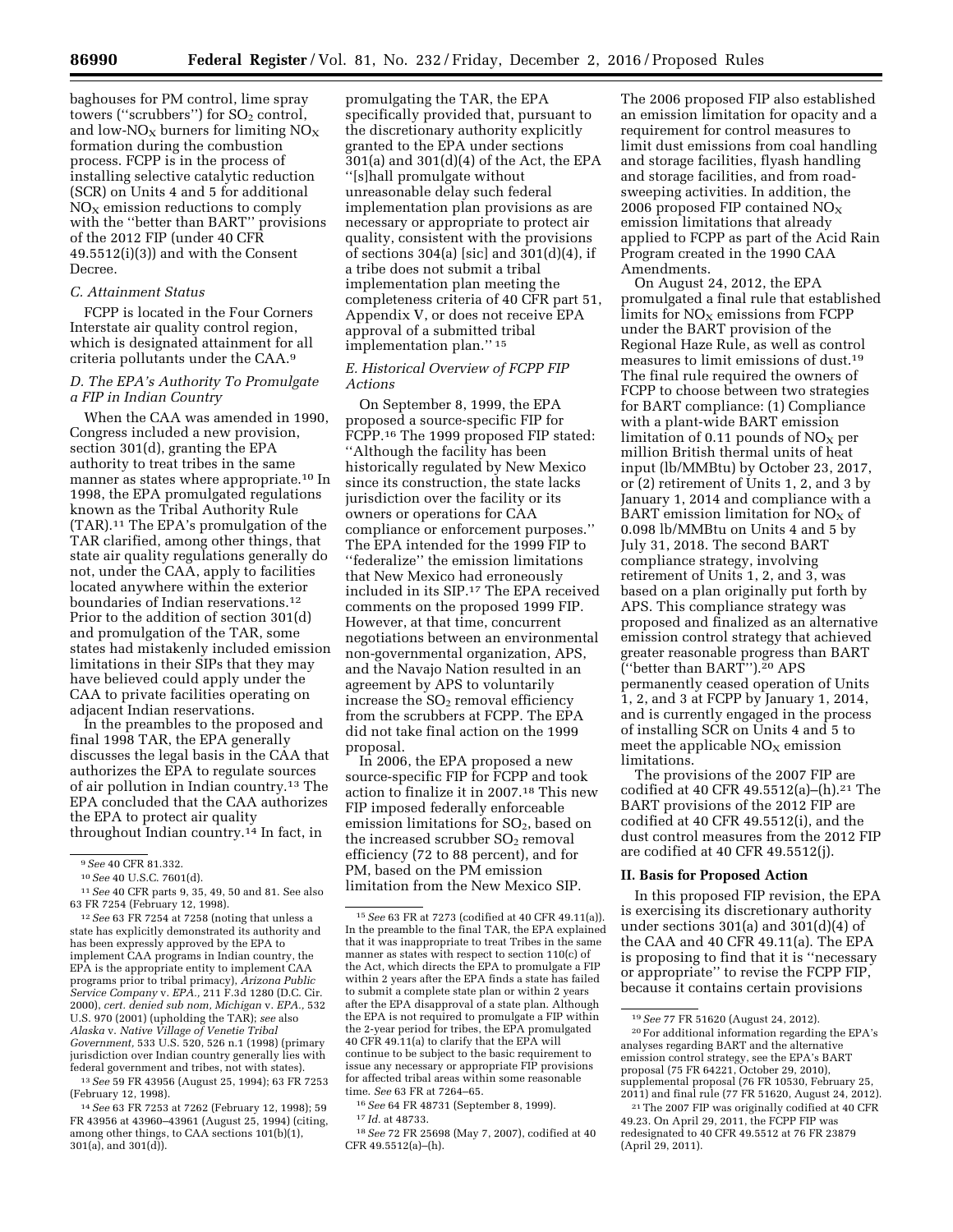baghouses for PM control, lime spray towers (''scrubbers'') for $SO_2$ control, and low-$NO_X$ burners for limiting $NO_X$ formation during the combustion process. FCPP is in the process of installing selective catalytic reduction (SCR) on Units 4 and 5 for additional $NO_X$ emission reductions to comply with the ''better than BART'' provisions of the 2012 FIP (under 40 CFR 49.5512(i)(3)) and with the Consent Decree.

### C. Attainment Status

FCPP is located in the Four Corners Interstate air quality control region, which is designated attainment for all criteria pollutants under the CAA.[9]

### D. The EPA's Authority To Promulgate a FIP in Indian Country

When the CAA was amended in 1990, Congress included a new provision, section 301(d), granting the EPA authority to treat tribes in the same manner as states where appropriate.[10] In 1998, the EPA promulgated regulations known as the Tribal Authority Rule (TAR).[11] The EPA's promulgation of the TAR clarified, among other things, that state air quality regulations generally do not, under the CAA, apply to facilities located anywhere within the exterior boundaries of Indian reservations.[12] Prior to the addition of section 301(d) and promulgation of the TAR, some states had mistakenly included emission limitations in their SIPs that they may have believed could apply under the CAA to private facilities operating on adjacent Indian reservations.

In the preambles to the proposed and final 1998 TAR, the EPA generally discusses the legal basis in the CAA that authorizes the EPA to regulate sources of air pollution in Indian country.[13] The EPA concluded that the CAA authorizes the EPA to protect air quality throughout Indian country.[14] In fact, in promulgating the TAR, the EPA specifically provided that, pursuant to the discretionary authority explicitly granted to the EPA under sections 301(a) and 301(d)(4) of the Act, the EPA ''[s]hall promulgate without unreasonable delay such federal implementation plan provisions as are necessary or appropriate to protect air quality, consistent with the provisions of sections 304(a) [sic] and 301(d)(4), if a tribe does not submit a tribal implementation plan meeting the completeness criteria of 40 CFR part 51, Appendix V, or does not receive EPA approval of a submitted tribal implementation plan.''[15]

### E. Historical Overview of FCPP FIP Actions

On September 8, 1999, the EPA proposed a source-specific FIP for FCPP.[16] The 1999 proposed FIP stated: ''Although the facility has been historically regulated by New Mexico since its construction, the state lacks jurisdiction over the facility or its owners or operations for CAA compliance or enforcement purposes.'' The EPA intended for the 1999 FIP to ''federalize'' the emission limitations that New Mexico had erroneously included in its SIP.[17] The EPA received comments on the proposed 1999 FIP. However, at that time, concurrent negotiations between an environmental non-governmental organization, APS, and the Navajo Nation resulted in an agreement by APS to voluntarily increase the $SO_2$ removal efficiency from the scrubbers at FCPP. The EPA did not take final action on the 1999 proposal.

In 2006, the EPA proposed a new source-specific FIP for FCPP and took action to finalize it in 2007.[18] This new FIP imposed federally enforceable emission limitations for $SO_2$, based on the increased scrubber $SO_2$ removal efficiency (72 to 88 percent), and for PM, based on the PM emission limitation from the New Mexico SIP. The 2006 proposed FIP also established an emission limitation for opacity and a requirement for control measures to limit dust emissions from coal handling and storage facilities, flyash handling and storage facilities, and from road-sweeping activities. In addition, the 2006 proposed FIP contained $NO_X$ emission limitations that already applied to FCPP as part of the Acid Rain Program created in the 1990 CAA Amendments.

On August 24, 2012, the EPA promulgated a final rule that established limits for $NO_X$ emissions from FCPP under the BART provision of the Regional Haze Rule, as well as control measures to limit emissions of dust.[19] The final rule required the owners of FCPP to choose between two strategies for BART compliance: (1) Compliance with a plant-wide BART emission limitation of 0.11 pounds of $NO_X$ per million British thermal units of heat input (lb/MMBtu) by October 23, 2017, or (2) retirement of Units 1, 2, and 3 by January 1, 2014 and compliance with a BART emission limitation for $NO_X$ of 0.098 lb/MMBtu on Units 4 and 5 by July 31, 2018. The second BART compliance strategy, involving retirement of Units 1, 2, and 3, was based on a plan originally put forth by APS. This compliance strategy was proposed and finalized as an alternative emission control strategy that achieved greater reasonable progress than BART (''better than BART'').[20] APS permanently ceased operation of Units 1, 2, and 3 at FCPP by January 1, 2014, and is currently engaged in the process of installing SCR on Units 4 and 5 to meet the applicable $NO_X$ emission limitations.

The provisions of the 2007 FIP are codified at 40 CFR 49.5512(a)–(h).[21] The BART provisions of the 2012 FIP are codified at 40 CFR 49.5512(i), and the dust control measures from the 2012 FIP are codified at 40 CFR 49.5512(j).

## II. Basis for Proposed Action

In this proposed FIP revision, the EPA is exercising its discretionary authority under sections 301(a) and 301(d)(4) of the CAA and 40 CFR 49.11(a). The EPA is proposing to find that it is ''necessary or appropriate'' to revise the FCPP FIP, because it contains certain provisions

---

[9] *See* 40 CFR 81.332.

[10] *See* 40 U.S.C. 7601(d).

[11] *See* 40 CFR parts 9, 35, 49, 50 and 81. See also 63 FR 7254 (February 12, 1998).

[12] *See* 63 FR 7254 at 7258 (noting that unless a state has explicitly demonstrated its authority and has been expressly approved by the EPA to implement CAA programs in Indian country, the EPA is the appropriate entity to implement CAA programs prior to tribal primacy), *Arizona Public Service Company* v. *EPA.,* 211 F.3d 1280 (D.C. Cir. 2000), *cert. denied sub nom, Michigan* v. *EPA.,* 532 U.S. 970 (2001) (upholding the TAR); *see* also *Alaska* v. *Native Village of Venetie Tribal Government,* 533 U.S. 520, 526 n.1 (1998) (primary jurisdiction over Indian country generally lies with federal government and tribes, not with states).

[13] *See* 59 FR 43956 (August 25, 1994); 63 FR 7253 (February 12, 1998).

[14] *See* 63 FR 7253 at 7262 (February 12, 1998); 59 FR 43956 at 43960–43961 (August 25, 1994) (citing, among other things, to CAA sections 101(b)(1), 301(a), and 301(d)).

[15] *See* 63 FR at 7273 (codified at 40 CFR 49.11(a)). In the preamble to the final TAR, the EPA explained that it was inappropriate to treat Tribes in the same manner as states with respect to section 110(c) of the Act, which directs the EPA to promulgate a FIP within 2 years after the EPA finds a state has failed to submit a complete state plan or within 2 years after the EPA disapproval of a state plan. Although the EPA is not required to promulgate a FIP within the 2-year period for tribes, the EPA promulgated 40 CFR 49.11(a) to clarify that the EPA will continue to be subject to the basic requirement to issue any necessary or appropriate FIP provisions for affected tribal areas within some reasonable time. *See* 63 FR at 7264–65.

[16] *See* 64 FR 48731 (September 8, 1999).

[17] *Id.* at 48733.

[18] *See* 72 FR 25698 (May 7, 2007), codified at 40 CFR 49.5512(a)–(h).

[19] *See* 77 FR 51620 (August 24, 2012).

[20] For additional information regarding the EPA's analyses regarding BART and the alternative emission control strategy, see the EPA's BART proposal (75 FR 64221, October 29, 2010), supplemental proposal (76 FR 10530, February 25, 2011) and final rule (77 FR 51620, August 24, 2012).

[21] The 2007 FIP was originally codified at 40 CFR 49.23. On April 29, 2011, the FCPP FIP was redesignated to 40 CFR 49.5512 at 76 FR 23879 (April 29, 2011).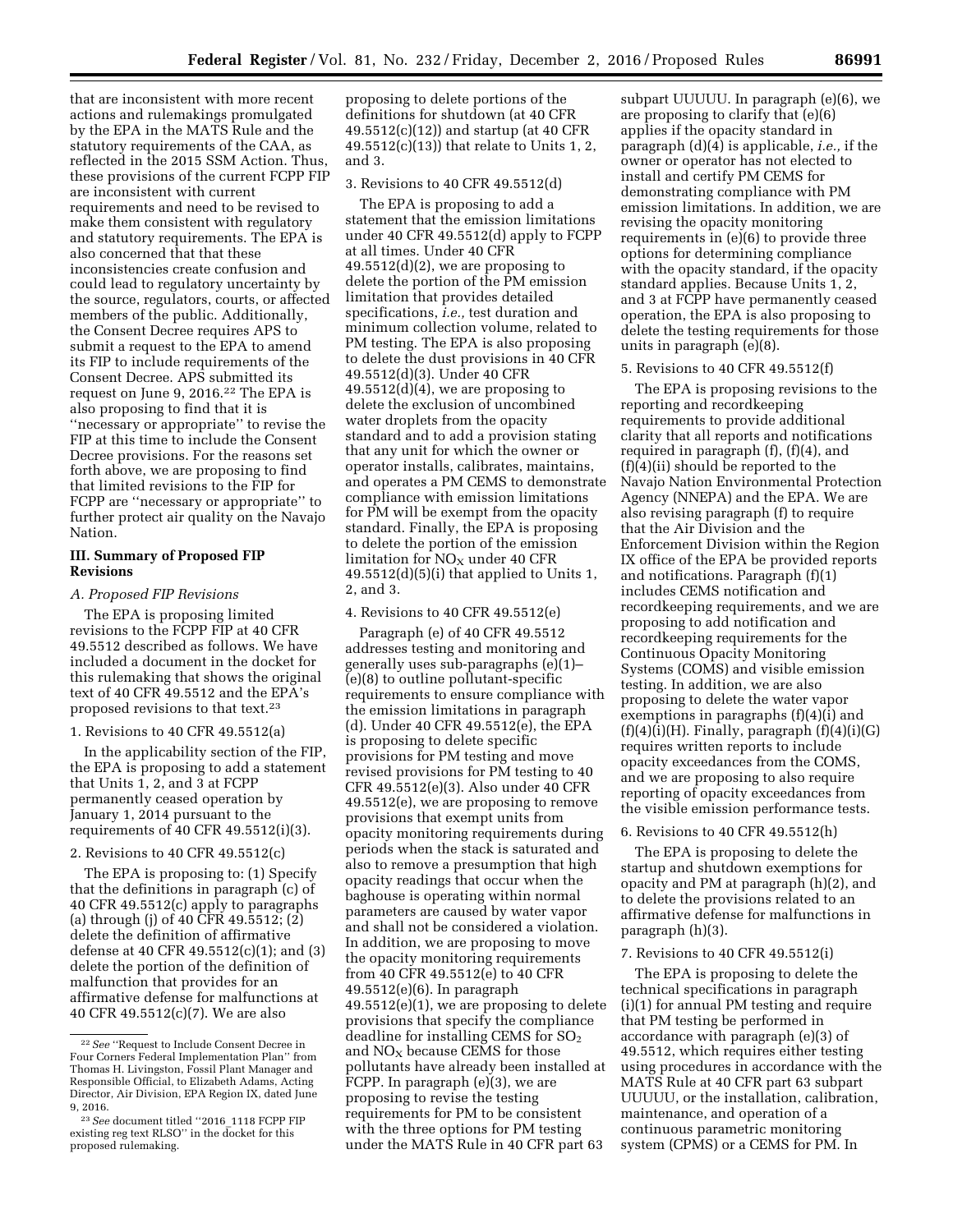that are inconsistent with more recent actions and rulemakings promulgated by the EPA in the MATS Rule and the statutory requirements of the CAA, as reflected in the 2015 SSM Action. Thus, these provisions of the current FCPP FIP are inconsistent with current requirements and need to be revised to make them consistent with regulatory and statutory requirements. The EPA is also concerned that that these inconsistencies create confusion and could lead to regulatory uncertainty by the source, regulators, courts, or affected members of the public. Additionally, the Consent Decree requires APS to submit a request to the EPA to amend its FIP to include requirements of the Consent Decree. APS submitted its request on June 9, 2016.[22] The EPA is also proposing to find that it is ''necessary or appropriate'' to revise the FIP at this time to include the Consent Decree provisions. For the reasons set forth above, we are proposing to find that limited revisions to the FIP for FCPP are ''necessary or appropriate'' to further protect air quality on the Navajo Nation.

## III. Summary of Proposed FIP Revisions

### A. Proposed FIP Revisions

The EPA is proposing limited revisions to the FCPP FIP at 40 CFR 49.5512 described as follows. We have included a document in the docket for this rulemaking that shows the original text of 40 CFR 49.5512 and the EPA's proposed revisions to that text.[23]

1. Revisions to 40 CFR 49.5512(a)

In the applicability section of the FIP, the EPA is proposing to add a statement that Units 1, 2, and 3 at FCPP permanently ceased operation by January 1, 2014 pursuant to the requirements of 40 CFR 49.5512(i)(3).

2. Revisions to 40 CFR 49.5512(c)

The EPA is proposing to: (1) Specify that the definitions in paragraph (c) of 40 CFR 49.5512(c) apply to paragraphs (a) through (j) of 40 CFR 49.5512; (2) delete the definition of affirmative defense at 40 CFR 49.5512(c)(1); and (3) delete the portion of the definition of malfunction that provides for an affirmative defense for malfunctions at 40 CFR 49.5512(c)(7). We are also proposing to delete portions of the definitions for shutdown (at 40 CFR 49.5512(c)(12)) and startup (at 40 CFR 49.5512(c)(13)) that relate to Units 1, 2, and 3.

3. Revisions to 40 CFR 49.5512(d)

The EPA is proposing to add a statement that the emission limitations under 40 CFR 49.5512(d) apply to FCPP at all times. Under 40 CFR 49.5512(d)(2), we are proposing to delete the portion of the PM emission limitation that provides detailed specifications, *i.e.,* test duration and minimum collection volume, related to PM testing. The EPA is also proposing to delete the dust provisions in 40 CFR 49.5512(d)(3). Under 40 CFR 49.5512(d)(4), we are proposing to delete the exclusion of uncombined water droplets from the opacity standard and to add a provision stating that any unit for which the owner or operator installs, calibrates, maintains, and operates a PM CEMS to demonstrate compliance with emission limitations for PM will be exempt from the opacity standard. Finally, the EPA is proposing to delete the portion of the emission limitation for $NO_X$ under 40 CFR 49.5512(d)(5)(i) that applied to Units 1, 2, and 3.

4. Revisions to 40 CFR 49.5512(e)

Paragraph (e) of 40 CFR 49.5512 addresses testing and monitoring and generally uses sub-paragraphs (e)(1)–(e)(8) to outline pollutant-specific requirements to ensure compliance with the emission limitations in paragraph (d). Under 40 CFR 49.5512(e), the EPA is proposing to delete specific provisions for PM testing and move revised provisions for PM testing to 40 CFR 49.5512(e)(3). Also under 40 CFR 49.5512(e), we are proposing to remove provisions that exempt units from opacity monitoring requirements during periods when the stack is saturated and also to remove a presumption that high opacity readings that occur when the baghouse is operating within normal parameters are caused by water vapor and shall not be considered a violation. In addition, we are proposing to move the opacity monitoring requirements from 40 CFR 49.5512(e) to 40 CFR 49.5512(e)(6). In paragraph 49.5512(e)(1), we are proposing to delete provisions that specify the compliance deadline for installing CEMS for $SO_2$ and $NO_X$ because CEMS for those pollutants have already been installed at FCPP. In paragraph (e)(3), we are proposing to revise the testing requirements for PM to be consistent with the three options for PM testing under the MATS Rule in 40 CFR part 63 subpart UUUUU. In paragraph (e)(6), we are proposing to clarify that (e)(6) applies if the opacity standard in paragraph (d)(4) is applicable, *i.e.,* if the owner or operator has not elected to install and certify PM CEMS for demonstrating compliance with PM emission limitations. In addition, we are revising the opacity monitoring requirements in (e)(6) to provide three options for determining compliance with the opacity standard, if the opacity standard applies. Because Units 1, 2, and 3 at FCPP have permanently ceased operation, the EPA is also proposing to delete the testing requirements for those units in paragraph (e)(8).

5. Revisions to 40 CFR 49.5512(f)

The EPA is proposing revisions to the reporting and recordkeeping requirements to provide additional clarity that all reports and notifications required in paragraph (f), (f)(4), and (f)(4)(ii) should be reported to the Navajo Nation Environmental Protection Agency (NNEPA) and the EPA. We are also revising paragraph (f) to require that the Air Division and the Enforcement Division within the Region IX office of the EPA be provided reports and notifications. Paragraph (f)(1) includes CEMS notification and recordkeeping requirements, and we are proposing to add notification and recordkeeping requirements for the Continuous Opacity Monitoring Systems (COMS) and visible emission testing. In addition, we are also proposing to delete the water vapor exemptions in paragraphs (f)(4)(i) and (f)(4)(i)(H). Finally, paragraph (f)(4)(i)(G) requires written reports to include opacity exceedances from the COMS, and we are proposing to also require reporting of opacity exceedances from the visible emission performance tests.

6. Revisions to 40 CFR 49.5512(h)

The EPA is proposing to delete the startup and shutdown exemptions for opacity and PM at paragraph (h)(2), and to delete the provisions related to an affirmative defense for malfunctions in paragraph (h)(3).

7. Revisions to 40 CFR 49.5512(i)

The EPA is proposing to delete the technical specifications in paragraph (i)(1) for annual PM testing and require that PM testing be performed in accordance with paragraph (e)(3) of 49.5512, which requires either testing using procedures in accordance with the MATS Rule at 40 CFR part 63 subpart UUUUU, or the installation, calibration, maintenance, and operation of a continuous parametric monitoring system (CPMS) or a CEMS for PM. In

---

[22] *See* ''Request to Include Consent Decree in Four Corners Federal Implementation Plan'' from Thomas H. Livingston, Fossil Plant Manager and Responsible Official, to Elizabeth Adams, Acting Director, Air Division, EPA Region IX, dated June 9, 2016.

[23] *See* document titled ''2016_1118 FCPP FIP existing reg text RLSO'' in the docket for this proposed rulemaking.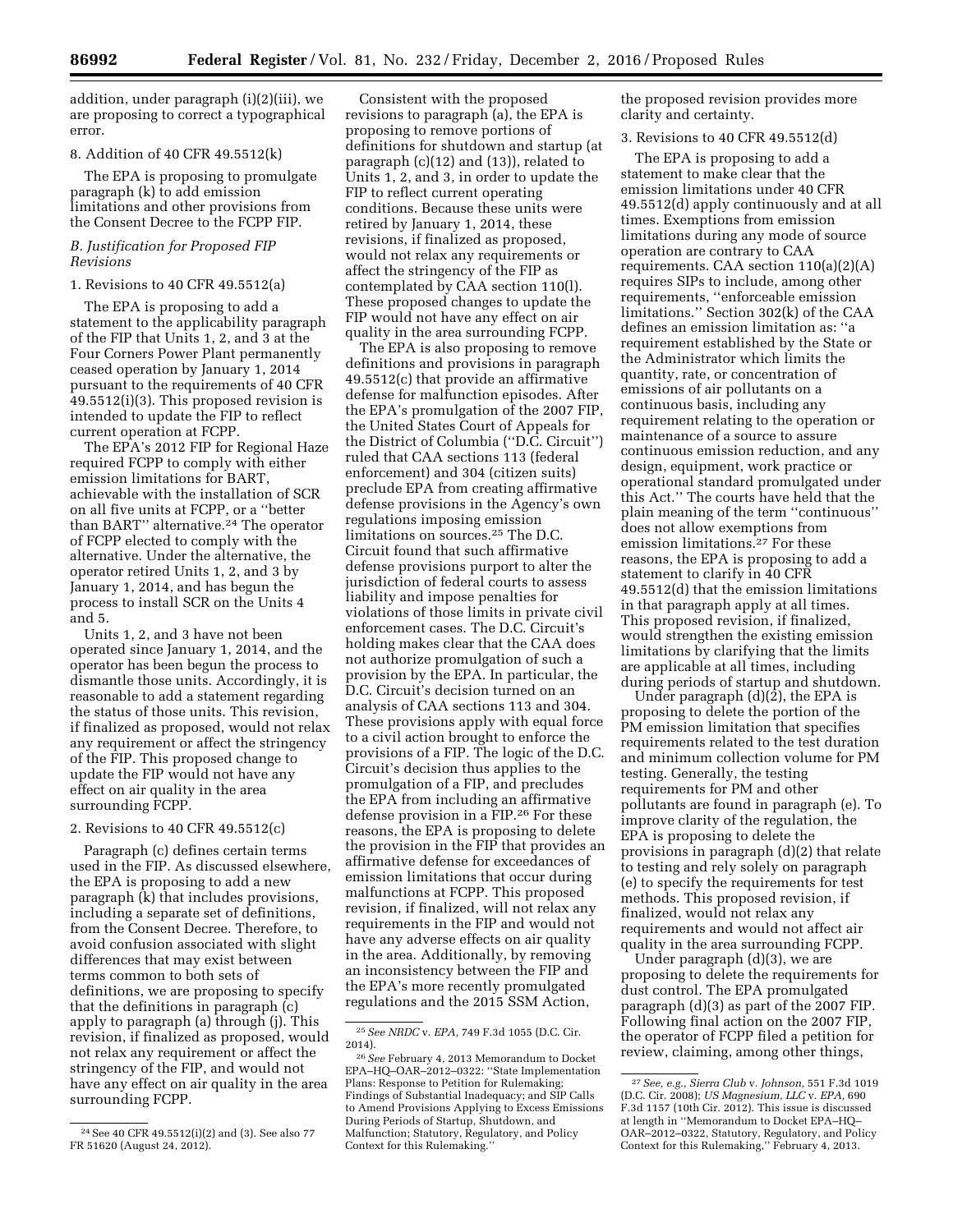addition, under paragraph (i)(2)(iii), we are proposing to correct a typographical error.

8. Addition of 40 CFR 49.5512(k)

The EPA is proposing to promulgate paragraph (k) to add emission limitations and other provisions from the Consent Decree to the FCPP FIP.

*B. Justification for Proposed FIP Revisions*

1. Revisions to 40 CFR 49.5512(a)

The EPA is proposing to add a statement to the applicability paragraph of the FIP that Units 1, 2, and 3 at the Four Corners Power Plant permanently ceased operation by January 1, 2014 pursuant to the requirements of 40 CFR 49.5512(i)(3). This proposed revision is intended to update the FIP to reflect current operation at FCPP.

The EPA's 2012 FIP for Regional Haze required FCPP to comply with either emission limitations for BART, achievable with the installation of SCR on all five units at FCPP, or a "better than BART" alternative.[24] The operator of FCPP elected to comply with the alternative. Under the alternative, the operator retired Units 1, 2, and 3 by January 1, 2014, and has begun the process to install SCR on the Units 4 and 5.

Units 1, 2, and 3 have not been operated since January 1, 2014, and the operator has been begun the process to dismantle those units. Accordingly, it is reasonable to add a statement regarding the status of those units. This revision, if finalized as proposed, would not relax any requirement or affect the stringency of the FIP. This proposed change to update the FIP would not have any effect on air quality in the area surrounding FCPP.

2. Revisions to 40 CFR 49.5512(c)

Paragraph (c) defines certain terms used in the FIP. As discussed elsewhere, the EPA is proposing to add a new paragraph (k) that includes provisions, including a separate set of definitions, from the Consent Decree. Therefore, to avoid confusion associated with slight differences that may exist between terms common to both sets of definitions, we are proposing to specify that the definitions in paragraph (c) apply to paragraph (a) through (j). This revision, if finalized as proposed, would not relax any requirement or affect the stringency of the FIP, and would not have any effect on air quality in the area surrounding FCPP.

Consistent with the proposed revisions to paragraph (a), the EPA is proposing to remove portions of definitions for shutdown and startup (at paragraph (c)(12) and (13)), related to Units 1, 2, and 3, in order to update the FIP to reflect current operating conditions. Because these units were retired by January 1, 2014, these revisions, if finalized as proposed, would not relax any requirements or affect the stringency of the FIP as contemplated by CAA section 110(l). These proposed changes to update the FIP would not have any effect on air quality in the area surrounding FCPP.

The EPA is also proposing to remove definitions and provisions in paragraph 49.5512(c) that provide an affirmative defense for malfunction episodes. After the EPA's promulgation of the 2007 FIP, the United States Court of Appeals for the District of Columbia ("D.C. Circuit") ruled that CAA sections 113 (federal enforcement) and 304 (citizen suits) preclude EPA from creating affirmative defense provisions in the Agency's own regulations imposing emission limitations on sources.[25] The D.C. Circuit found that such affirmative defense provisions purport to alter the jurisdiction of federal courts to assess liability and impose penalties for violations of those limits in private civil enforcement cases. The D.C. Circuit's holding makes clear that the CAA does not authorize promulgation of such a provision by the EPA. In particular, the D.C. Circuit's decision turned on an analysis of CAA sections 113 and 304. These provisions apply with equal force to a civil action brought to enforce the provisions of a FIP. The logic of the D.C. Circuit's decision thus applies to the promulgation of a FIP, and precludes the EPA from including an affirmative defense provision in a FIP.[26] For these reasons, the EPA is proposing to delete the provision in the FIP that provides an affirmative defense for exceedances of emission limitations that occur during malfunctions at FCPP. This proposed revision, if finalized, will not relax any requirements in the FIP and would not have any adverse effects on air quality in the area. Additionally, by removing an inconsistency between the FIP and the EPA's more recently promulgated regulations and the 2015 SSM Action, the proposed revision provides more clarity and certainty.

3. Revisions to 40 CFR 49.5512(d)

The EPA is proposing to add a statement to make clear that the emission limitations under 40 CFR 49.5512(d) apply continuously and at all times. Exemptions from emission limitations during any mode of source operation are contrary to CAA requirements. CAA section 110(a)(2)(A) requires SIPs to include, among other requirements, "enforceable emission limitations." Section 302(k) of the CAA defines an emission limitation as: "a requirement established by the State or the Administrator which limits the quantity, rate, or concentration of emissions of air pollutants on a continuous basis, including any requirement relating to the operation or maintenance of a source to assure continuous emission reduction, and any design, equipment, work practice or operational standard promulgated under this Act." The courts have held that the plain meaning of the term "continuous" does not allow exemptions from emission limitations.[27] For these reasons, the EPA is proposing to add a statement to clarify in 40 CFR 49.5512(d) that the emission limitations in that paragraph apply at all times. This proposed revision, if finalized, would strengthen the existing emission limitations by clarifying that the limits are applicable at all times, including during periods of startup and shutdown.

Under paragraph (d)(2), the EPA is proposing to delete the portion of the PM emission limitation that specifies requirements related to the test duration and minimum collection volume for PM testing. Generally, the testing requirements for PM and other pollutants are found in paragraph (e). To improve clarity of the regulation, the EPA is proposing to delete the provisions in paragraph (d)(2) that relate to testing and rely solely on paragraph (e) to specify the requirements for test methods. This proposed revision, if finalized, would not relax any requirements and would not affect air quality in the area surrounding FCPP.

Under paragraph (d)(3), we are proposing to delete the requirements for dust control. The EPA promulgated paragraph (d)(3) as part of the 2007 FIP. Following final action on the 2007 FIP, the operator of FCPP filed a petition for review, claiming, among other things,

---

[24] See 40 CFR 49.5512(i)(2) and (3). See also 77 FR 51620 (August 24, 2012).

[25] *See NRDC* v. *EPA*, 749 F.3d 1055 (D.C. Cir. 2014).

[26] *See* February 4, 2013 Memorandum to Docket EPA–HQ–OAR–2012–0322: "State Implementation Plans: Response to Petition for Rulemaking; Findings of Substantial Inadequacy; and SIP Calls to Amend Provisions Applying to Excess Emissions During Periods of Startup, Shutdown, and Malfunction; Statutory, Regulatory, and Policy Context for this Rulemaking."

[27] *See, e.g., Sierra Club* v. *Johnson*, 551 F.3d 1019 (D.C. Cir. 2008); *US Magnesium, LLC* v. *EPA*, 690 F.3d 1157 (10th Cir. 2012). This issue is discussed at length in "Memorandum to Docket EPA–HQ–OAR–2012–0322, Statutory, Regulatory, and Policy Context for this Rulemaking," February 4, 2013.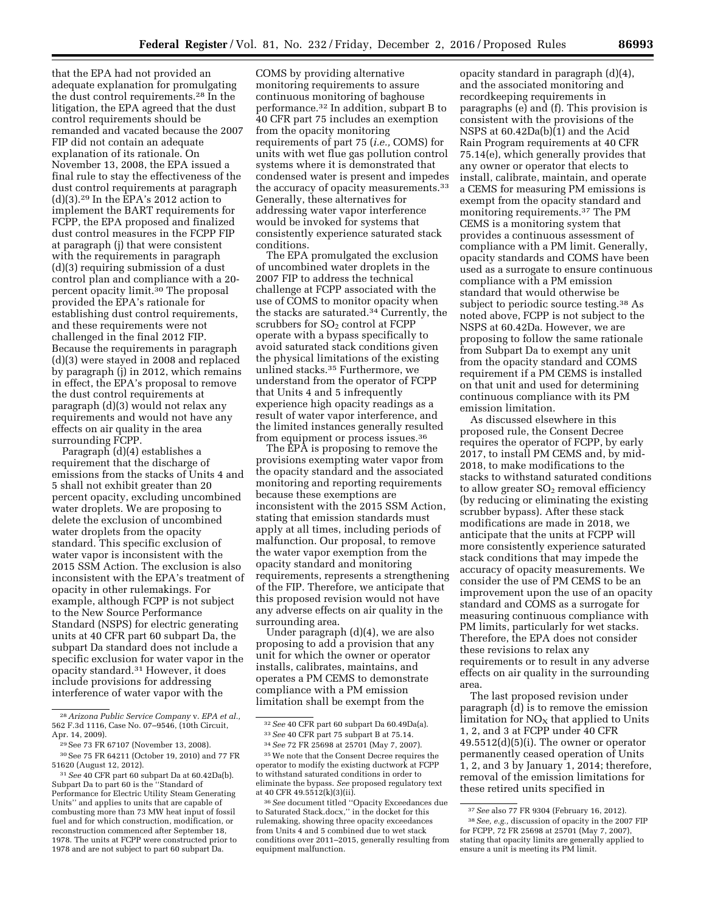that the EPA had not provided an adequate explanation for promulgating the dust control requirements.[28] In the litigation, the EPA agreed that the dust control requirements should be remanded and vacated because the 2007 FIP did not contain an adequate explanation of its rationale. On November 13, 2008, the EPA issued a final rule to stay the effectiveness of the dust control requirements at paragraph (d)(3).[29] In the EPA's 2012 action to implement the BART requirements for FCPP, the EPA proposed and finalized dust control measures in the FCPP FIP at paragraph (j) that were consistent with the requirements in paragraph (d)(3) requiring submission of a dust control plan and compliance with a 20-percent opacity limit.[30] The proposal provided the EPA's rationale for establishing dust control requirements, and these requirements were not challenged in the final 2012 FIP. Because the requirements in paragraph (d)(3) were stayed in 2008 and replaced by paragraph (j) in 2012, which remains in effect, the EPA's proposal to remove the dust control requirements at paragraph (d)(3) would not relax any requirements and would not have any effects on air quality in the area surrounding FCPP.

Paragraph (d)(4) establishes a requirement that the discharge of emissions from the stacks of Units 4 and 5 shall not exhibit greater than 20 percent opacity, excluding uncombined water droplets. We are proposing to delete the exclusion of uncombined water droplets from the opacity standard. This specific exclusion of water vapor is inconsistent with the 2015 SSM Action. The exclusion is also inconsistent with the EPA's treatment of opacity in other rulemakings. For example, although FCPP is not subject to the New Source Performance Standard (NSPS) for electric generating units at 40 CFR part 60 subpart Da, the subpart Da standard does not include a specific exclusion for water vapor in the opacity standard.[31] However, it does include provisions for addressing interference of water vapor with the COMS by providing alternative monitoring requirements to assure continuous monitoring of baghouse performance.[32] In addition, subpart B to 40 CFR part 75 includes an exemption from the opacity monitoring requirements of part 75 (*i.e.,* COMS) for units with wet flue gas pollution control systems where it is demonstrated that condensed water is present and impedes the accuracy of opacity measurements.[33] Generally, these alternatives for addressing water vapor interference would be invoked for systems that consistently experience saturated stack conditions.

The EPA promulgated the exclusion of uncombined water droplets in the 2007 FIP to address the technical challenge at FCPP associated with the use of COMS to monitor opacity when the stacks are saturated.[34] Currently, the scrubbers for $SO_2$ control at FCPP operate with a bypass specifically to avoid saturated stack conditions given the physical limitations of the existing unlined stacks.[35] Furthermore, we understand from the operator of FCPP that Units 4 and 5 infrequently experience high opacity readings as a result of water vapor interference, and the limited instances generally resulted from equipment or process issues.[36]

The EPA is proposing to remove the provisions exempting water vapor from the opacity standard and the associated monitoring and reporting requirements because these exemptions are inconsistent with the 2015 SSM Action, stating that emission standards must apply at all times, including periods of malfunction. Our proposal, to remove the water vapor exemption from the opacity standard and monitoring requirements, represents a strengthening of the FIP. Therefore, we anticipate that this proposed revision would not have any adverse effects on air quality in the surrounding area.

Under paragraph (d)(4), we are also proposing to add a provision that any unit for which the owner or operator installs, calibrates, maintains, and operates a PM CEMS to demonstrate compliance with a PM emission limitation shall be exempt from the opacity standard in paragraph (d)(4), and the associated monitoring and recordkeeping requirements in paragraphs (e) and (f). This provision is consistent with the provisions of the NSPS at 60.42Da(b)(1) and the Acid Rain Program requirements at 40 CFR 75.14(e), which generally provides that any owner or operator that elects to install, calibrate, maintain, and operate a CEMS for measuring PM emissions is exempt from the opacity standard and monitoring requirements.[37] The PM CEMS is a monitoring system that provides a continuous assessment of compliance with a PM limit. Generally, opacity standards and COMS have been used as a surrogate to ensure continuous compliance with a PM emission standard that would otherwise be subject to periodic source testing.[38] As noted above, FCPP is not subject to the NSPS at 60.42Da. However, we are proposing to follow the same rationale from Subpart Da to exempt any unit from the opacity standard and COMS requirement if a PM CEMS is installed on that unit and used for determining continuous compliance with its PM emission limitation.

As discussed elsewhere in this proposed rule, the Consent Decree requires the operator of FCPP, by early 2017, to install PM CEMS and, by mid-2018, to make modifications to the stacks to withstand saturated conditions to allow greater $SO_2$ removal efficiency (by reducing or eliminating the existing scrubber bypass). After these stack modifications are made in 2018, we anticipate that the units at FCPP will more consistently experience saturated stack conditions that may impede the accuracy of opacity measurements. We consider the use of PM CEMS to be an improvement upon the use of an opacity standard and COMS as a surrogate for measuring continuous compliance with PM limits, particularly for wet stacks. Therefore, the EPA does not consider these revisions to relax any requirements or to result in any adverse effects on air quality in the surrounding area.

The last proposed revision under paragraph (d) is to remove the emission limitation for $NO_X$ that applied to Units 1, 2, and 3 at FCPP under 40 CFR 49.5512(d)(5)(i). The owner or operator permanently ceased operation of Units 1, 2, and 3 by January 1, 2014; therefore, removal of the emission limitations for these retired units specified in

---

[28] *Arizona Public Service Company* v. *EPA et al.,* 562 F.3d 1116, Case No. 07–9546, (10th Circuit, Apr. 14, 2009).

[29] See 73 FR 67107 (November 13, 2008).

[30] See 75 FR 64211 (October 19, 2010) and 77 FR 51620 (August 12, 2012).

[31] *See* 40 CFR part 60 subpart Da at 60.42Da(b). Subpart Da to part 60 is the "Standard of Performance for Electric Utility Steam Generating Units" and applies to units that are capable of combusting more than 73 MW heat input of fossil fuel and for which construction, modification, or reconstruction commenced after September 18, 1978. The units at FCPP were constructed prior to 1978 and are not subject to part 60 subpart Da.

[32] *See* 40 CFR part 60 subpart Da at 60.49Da(a).

[33] *See* 40 CFR part 75 subpart B at 75.14.

[34] *See* 72 FR 25698 at 25701 (May 7, 2007).

[35] We note that the Consent Decree requires the operator to modify the existing ductwork at FCPP to withstand saturated conditions in order to eliminate the bypass. *See* proposed regulatory text at 40 CFR 49.5512(k)(3)(ii).

[36] *See* document titled "Opacity Exceedances due to Saturated Stack.docx," in the docket for this rulemaking, showing three opacity exceedances from Units 4 and 5 combined due to wet stack conditions over 2011–2015, generally resulting from equipment malfunction.

[37] *See* also 77 FR 9304 (February 16, 2012).

[38] *See, e.g.,* discussion of opacity in the 2007 FIP for FCPP, 72 FR 25698 at 25701 (May 7, 2007), stating that opacity limits are generally applied to ensure a unit is meeting its PM limit.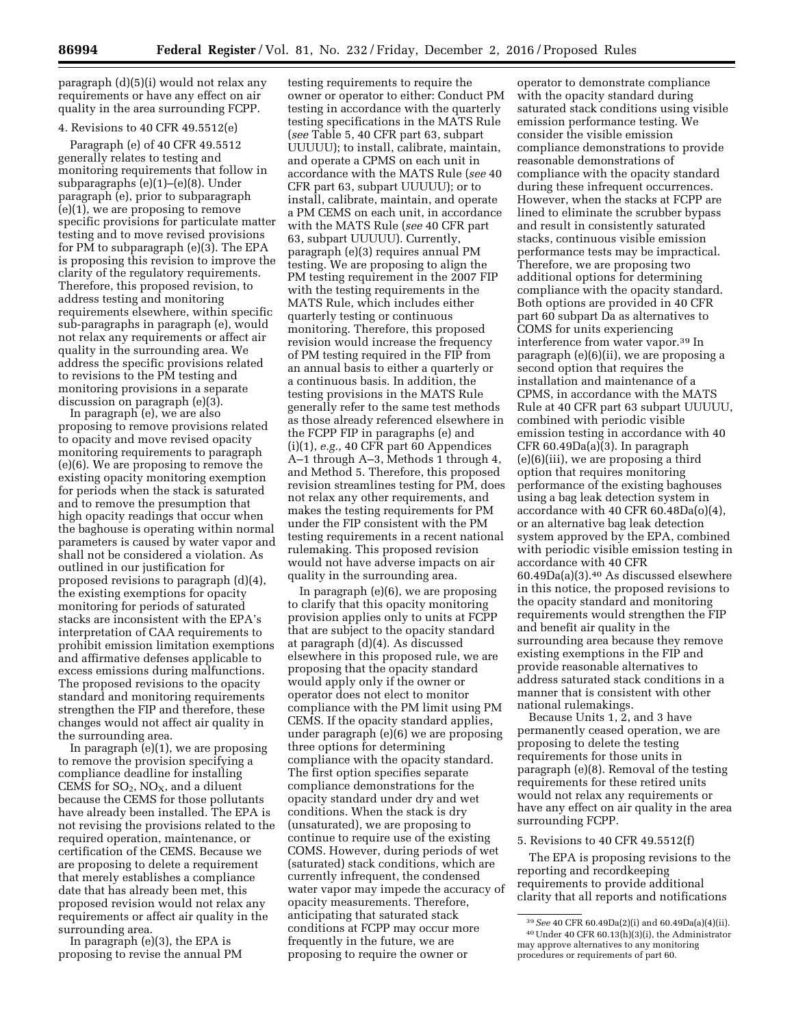paragraph (d)(5)(i) would not relax any requirements or have any effect on air quality in the area surrounding FCPP.

4. Revisions to 40 CFR 49.5512(e)

Paragraph (e) of 40 CFR 49.5512 generally relates to testing and monitoring requirements that follow in subparagraphs (e)(1)–(e)(8). Under paragraph (e), prior to subparagraph (e)(1), we are proposing to remove specific provisions for particulate matter testing and to move revised provisions for PM to subparagraph (e)(3). The EPA is proposing this revision to improve the clarity of the regulatory requirements. Therefore, this proposed revision, to address testing and monitoring requirements elsewhere, within specific sub-paragraphs in paragraph (e), would not relax any requirements or affect air quality in the surrounding area. We address the specific provisions related to revisions to the PM testing and monitoring provisions in a separate discussion on paragraph (e)(3).

In paragraph (e), we are also proposing to remove provisions related to opacity and move revised opacity monitoring requirements to paragraph (e)(6). We are proposing to remove the existing opacity monitoring exemption for periods when the stack is saturated and to remove the presumption that high opacity readings that occur when the baghouse is operating within normal parameters is caused by water vapor and shall not be considered a violation. As outlined in our justification for proposed revisions to paragraph (d)(4), the existing exemptions for opacity monitoring for periods of saturated stacks are inconsistent with the EPA's interpretation of CAA requirements to prohibit emission limitation exemptions and affirmative defenses applicable to excess emissions during malfunctions. The proposed revisions to the opacity standard and monitoring requirements strengthen the FIP and therefore, these changes would not affect air quality in the surrounding area.

In paragraph (e)(1), we are proposing to remove the provision specifying a compliance deadline for installing CEMS for $SO_2$, $NO_X$, and a diluent because the CEMS for those pollutants have already been installed. The EPA is not revising the provisions related to the required operation, maintenance, or certification of the CEMS. Because we are proposing to delete a requirement that merely establishes a compliance date that has already been met, this proposed revision would not relax any requirements or affect air quality in the surrounding area.

In paragraph (e)(3), the EPA is proposing to revise the annual PM testing requirements to require the owner or operator to either: Conduct PM testing in accordance with the quarterly testing specifications in the MATS Rule (*see* Table 5, 40 CFR part 63, subpart UUUUU); to install, calibrate, maintain, and operate a CPMS on each unit in accordance with the MATS Rule (*see* 40 CFR part 63, subpart UUUUU); or to install, calibrate, maintain, and operate a PM CEMS on each unit, in accordance with the MATS Rule (*see* 40 CFR part 63, subpart UUUUU). Currently, paragraph (e)(3) requires annual PM testing. We are proposing to align the PM testing requirement in the 2007 FIP with the testing requirements in the MATS Rule, which includes either quarterly testing or continuous monitoring. Therefore, this proposed revision would increase the frequency of PM testing required in the FIP from an annual basis to either a quarterly or a continuous basis. In addition, the testing provisions in the MATS Rule generally refer to the same test methods as those already referenced elsewhere in the FCPP FIP in paragraphs (e) and (i)(1), *e.g.,* 40 CFR part 60 Appendices A–1 through A–3, Methods 1 through 4, and Method 5. Therefore, this proposed revision streamlines testing for PM, does not relax any other requirements, and makes the testing requirements for PM under the FIP consistent with the PM testing requirements in a recent national rulemaking. This proposed revision would not have adverse impacts on air quality in the surrounding area.

In paragraph (e)(6), we are proposing to clarify that this opacity monitoring provision applies only to units at FCPP that are subject to the opacity standard at paragraph (d)(4). As discussed elsewhere in this proposed rule, we are proposing that the opacity standard would apply only if the owner or operator does not elect to monitor compliance with the PM limit using PM CEMS. If the opacity standard applies, under paragraph (e)(6) we are proposing three options for determining compliance with the opacity standard. The first option specifies separate compliance demonstrations for the opacity standard under dry and wet conditions. When the stack is dry (unsaturated), we are proposing to continue to require use of the existing COMS. However, during periods of wet (saturated) stack conditions, which are currently infrequent, the condensed water vapor may impede the accuracy of opacity measurements. Therefore, anticipating that saturated stack conditions at FCPP may occur more frequently in the future, we are proposing to require the owner or operator to demonstrate compliance with the opacity standard during saturated stack conditions using visible emission performance testing. We consider the visible emission compliance demonstrations to provide reasonable demonstrations of compliance with the opacity standard during these infrequent occurrences. However, when the stacks at FCPP are lined to eliminate the scrubber bypass and result in consistently saturated stacks, continuous visible emission performance tests may be impractical. Therefore, we are proposing two additional options for determining compliance with the opacity standard. Both options are provided in 40 CFR part 60 subpart Da as alternatives to COMS for units experiencing interference from water vapor.[39] In paragraph (e)(6)(ii), we are proposing a second option that requires the installation and maintenance of a CPMS, in accordance with the MATS Rule at 40 CFR part 63 subpart UUUUU, combined with periodic visible emission testing in accordance with 40 CFR 60.49Da(a)(3). In paragraph (e)(6)(iii), we are proposing a third option that requires monitoring performance of the existing baghouses using a bag leak detection system in accordance with 40 CFR 60.48Da(o)(4), or an alternative bag leak detection system approved by the EPA, combined with periodic visible emission testing in accordance with 40 CFR 60.49Da(a)(3).[40] As discussed elsewhere in this notice, the proposed revisions to the opacity standard and monitoring requirements would strengthen the FIP and benefit air quality in the surrounding area because they remove existing exemptions in the FIP and provide reasonable alternatives to address saturated stack conditions in a manner that is consistent with other national rulemakings.

Because Units 1, 2, and 3 have permanently ceased operation, we are proposing to delete the testing requirements for those units in paragraph (e)(8). Removal of the testing requirements for these retired units would not relax any requirements or have any effect on air quality in the area surrounding FCPP.

5. Revisions to 40 CFR 49.5512(f)

The EPA is proposing revisions to the reporting and recordkeeping requirements to provide additional clarity that all reports and notifications

[39] *See* 40 CFR 60.49Da(2)(i) and 60.49Da(a)(4)(ii).

[40] Under 40 CFR 60.13(h)(3)(i), the Administrator may approve alternatives to any monitoring procedures or requirements of part 60.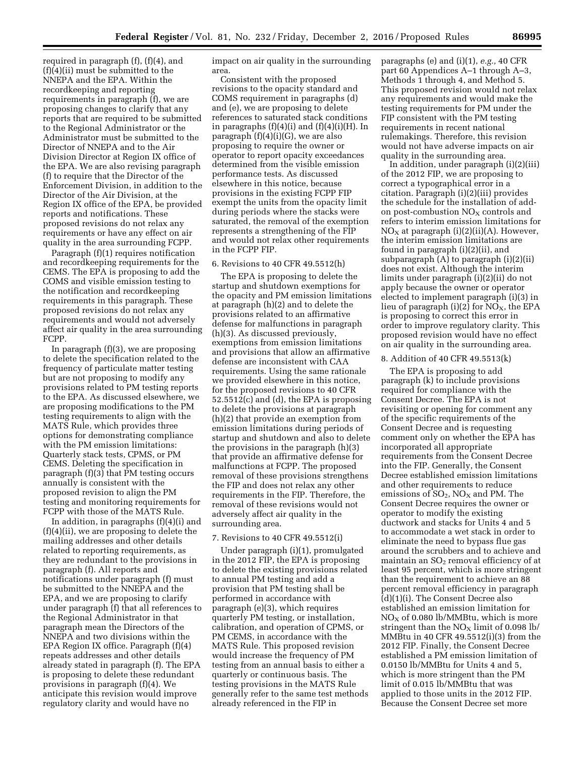required in paragraph (f), (f)(4), and (f)(4)(ii) must be submitted to the NNEPA and the EPA. Within the recordkeeping and reporting requirements in paragraph (f), we are proposing changes to clarify that any reports that are required to be submitted to the Regional Administrator or the Administrator must be submitted to the Director of NNEPA and to the Air Division Director at Region IX office of the EPA. We are also revising paragraph (f) to require that the Director of the Enforcement Division, in addition to the Director of the Air Division, at the Region IX office of the EPA, be provided reports and notifications. These proposed revisions do not relax any requirements or have any effect on air quality in the area surrounding FCPP.

Paragraph (f)(1) requires notification and recordkeeping requirements for the CEMS. The EPA is proposing to add the COMS and visible emission testing to the notification and recordkeeping requirements in this paragraph. These proposed revisions do not relax any requirements and would not adversely affect air quality in the area surrounding FCPP.

In paragraph (f)(3), we are proposing to delete the specification related to the frequency of particulate matter testing but are not proposing to modify any provisions related to PM testing reports to the EPA. As discussed elsewhere, we are proposing modifications to the PM testing requirements to align with the MATS Rule, which provides three options for demonstrating compliance with the PM emission limitations: Quarterly stack tests, CPMS, or PM CEMS. Deleting the specification in paragraph (f)(3) that PM testing occurs annually is consistent with the proposed revision to align the PM testing and monitoring requirements for FCPP with those of the MATS Rule.

In addition, in paragraphs (f)(4)(i) and (f)(4)(ii), we are proposing to delete the mailing addresses and other details related to reporting requirements, as they are redundant to the provisions in paragraph (f). All reports and notifications under paragraph (f) must be submitted to the NNEPA and the EPA, and we are proposing to clarify under paragraph (f) that all references to the Regional Administrator in that paragraph mean the Directors of the NNEPA and two divisions within the EPA Region IX office. Paragraph (f)(4) repeats addresses and other details already stated in paragraph (f). The EPA is proposing to delete these redundant provisions in paragraph (f)(4). We anticipate this revision would improve regulatory clarity and would have no impact on air quality in the surrounding area.

Consistent with the proposed revisions to the opacity standard and COMS requirement in paragraphs (d) and (e), we are proposing to delete references to saturated stack conditions in paragraphs (f)(4)(i) and (f)(4)(i)(H). In paragraph (f)(4)(i)(G), we are also proposing to require the owner or operator to report opacity exceedances determined from the visible emission performance tests. As discussed elsewhere in this notice, because provisions in the existing FCPP FIP exempt the units from the opacity limit during periods where the stacks were saturated, the removal of the exemption represents a strengthening of the FIP and would not relax other requirements in the FCPP FIP.

6. Revisions to 40 CFR 49.5512(h)

The EPA is proposing to delete the startup and shutdown exemptions for the opacity and PM emission limitations at paragraph (h)(2) and to delete the provisions related to an affirmative defense for malfunctions in paragraph (h)(3). As discussed previously, exemptions from emission limitations and provisions that allow an affirmative defense are inconsistent with CAA requirements. Using the same rationale we provided elsewhere in this notice, for the proposed revisions to 40 CFR 52.5512(c) and (d), the EPA is proposing to delete the provisions at paragraph (h)(2) that provide an exemption from emission limitations during periods of startup and shutdown and also to delete the provisions in the paragraph (h)(3) that provide an affirmative defense for malfunctions at FCPP. The proposed removal of these provisions strengthens the FIP and does not relax any other requirements in the FIP. Therefore, the removal of these revisions would not adversely affect air quality in the surrounding area.

7. Revisions to 40 CFR 49.5512(i)

Under paragraph (i)(1), promulgated in the 2012 FIP, the EPA is proposing to delete the existing provisions related to annual PM testing and add a provision that PM testing shall be performed in accordance with paragraph (e)(3), which requires quarterly PM testing, or installation, calibration, and operation of CPMS, or PM CEMS, in accordance with the MATS Rule. This proposed revision would increase the frequency of PM testing from an annual basis to either a quarterly or continuous basis. The testing provisions in the MATS Rule generally refer to the same test methods already referenced in the FIP in paragraphs (e) and (i)(1), *e.g.,* 40 CFR part 60 Appendices A–1 through A–3, Methods 1 through 4, and Method 5. This proposed revision would not relax any requirements and would make the testing requirements for PM under the FIP consistent with the PM testing requirements in recent national rulemakings. Therefore, this revision would not have adverse impacts on air quality in the surrounding area.

In addition, under paragraph (i)(2)(iii) of the 2012 FIP, we are proposing to correct a typographical error in a citation. Paragraph (i)(2)(iii) provides the schedule for the installation of add-on post-combustion $NO_X$ controls and refers to interim emission limitations for $NO_X$ at paragraph (i)(2)(ii)(A). However, the interim emission limitations are found in paragraph (i)(2)(ii), and subparagraph (A) to paragraph (i)(2)(ii) does not exist. Although the interim limits under paragraph (i)(2)(ii) do not apply because the owner or operator elected to implement paragraph (i)(3) in lieu of paragraph (i)(2) for $NO_X$, the EPA is proposing to correct this error in order to improve regulatory clarity. This proposed revision would have no effect on air quality in the surrounding area.

8. Addition of 40 CFR 49.5513(k)

The EPA is proposing to add paragraph (k) to include provisions required for compliance with the Consent Decree. The EPA is not revisiting or opening for comment any of the specific requirements of the Consent Decree and is requesting comment only on whether the EPA has incorporated all appropriate requirements from the Consent Decree into the FIP. Generally, the Consent Decree established emission limitations and other requirements to reduce emissions of $SO_2$, $NO_X$ and PM. The Consent Decree requires the owner or operator to modify the existing ductwork and stacks for Units 4 and 5 to accommodate a wet stack in order to eliminate the need to bypass flue gas around the scrubbers and to achieve and maintain an $SO_2$ removal efficiency of at least 95 percent, which is more stringent than the requirement to achieve an 88 percent removal efficiency in paragraph (d)(1)(i). The Consent Decree also established an emission limitation for $NO_X$ of 0.080 lb/MMBtu, which is more stringent than the $NO_X$ limit of 0.098 lb/MMBtu in 40 CFR 49.5512(i)(3) from the 2012 FIP. Finally, the Consent Decree established a PM emission limitation of 0.0150 lb/MMBtu for Units 4 and 5, which is more stringent than the PM limit of 0.015 lb/MMBtu that was applied to those units in the 2012 FIP. Because the Consent Decree set more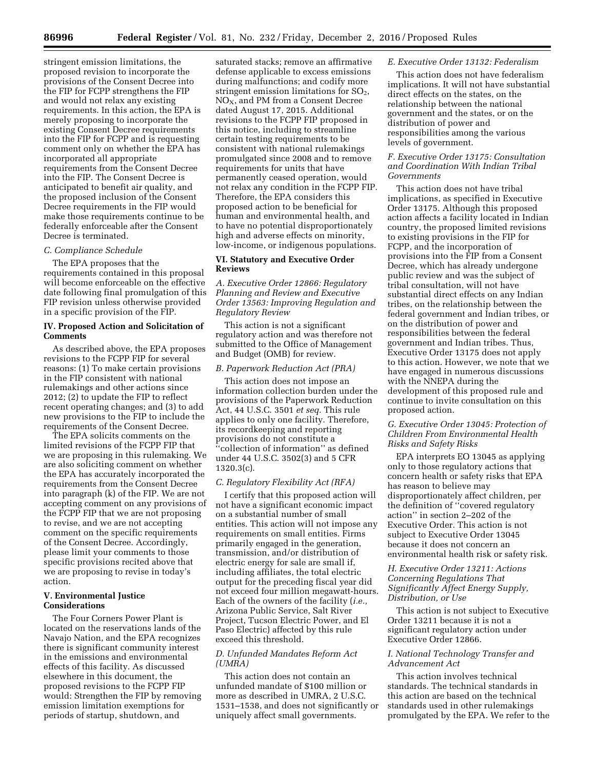stringent emission limitations, the proposed revision to incorporate the provisions of the Consent Decree into the FIP for FCPP strengthens the FIP and would not relax any existing requirements. In this action, the EPA is merely proposing to incorporate the existing Consent Decree requirements into the FIP for FCPP and is requesting comment only on whether the EPA has incorporated all appropriate requirements from the Consent Decree into the FIP. The Consent Decree is anticipated to benefit air quality, and the proposed inclusion of the Consent Decree requirements in the FIP would make those requirements continue to be federally enforceable after the Consent Decree is terminated.

### *C. Compliance Schedule*

The EPA proposes that the requirements contained in this proposal will become enforceable on the effective date following final promulgation of this FIP revision unless otherwise provided in a specific provision of the FIP.

## IV. Proposed Action and Solicitation of Comments

As described above, the EPA proposes revisions to the FCPP FIP for several reasons: (1) To make certain provisions in the FIP consistent with national rulemakings and other actions since 2012; (2) to update the FIP to reflect recent operating changes; and (3) to add new provisions to the FIP to include the requirements of the Consent Decree.

The EPA solicits comments on the limited revisions of the FCPP FIP that we are proposing in this rulemaking. We are also soliciting comment on whether the EPA has accurately incorporated the requirements from the Consent Decree into paragraph (k) of the FIP. We are not accepting comment on any provisions of the FCPP FIP that we are not proposing to revise, and we are not accepting comment on the specific requirements of the Consent Decree. Accordingly, please limit your comments to those specific provisions recited above that we are proposing to revise in today's action.

## V. Environmental Justice Considerations

The Four Corners Power Plant is located on the reservations lands of the Navajo Nation, and the EPA recognizes there is significant community interest in the emissions and environmental effects of this facility. As discussed elsewhere in this document, the proposed revisions to the FCPP FIP would: Strengthen the FIP by removing emission limitation exemptions for periods of startup, shutdown, and saturated stacks; remove an affirmative defense applicable to excess emissions during malfunctions; and codify more stringent emission limitations for $SO_2$, $NO_X$, and PM from a Consent Decree dated August 17, 2015. Additional revisions to the FCPP FIP proposed in this notice, including to streamline certain testing requirements to be consistent with national rulemakings promulgated since 2008 and to remove requirements for units that have permanently ceased operation, would not relax any condition in the FCPP FIP. Therefore, the EPA considers this proposed action to be beneficial for human and environmental health, and to have no potential disproportionately high and adverse effects on minority, low-income, or indigenous populations.

## VI. Statutory and Executive Order Reviews

### *A. Executive Order 12866: Regulatory Planning and Review and Executive Order 13563: Improving Regulation and Regulatory Review*

This action is not a significant regulatory action and was therefore not submitted to the Office of Management and Budget (OMB) for review.

### *B. Paperwork Reduction Act (PRA)*

This action does not impose an information collection burden under the provisions of the Paperwork Reduction Act, 44 U.S.C. 3501 *et seq.* This rule applies to only one facility. Therefore, its recordkeeping and reporting provisions do not constitute a "collection of information" as defined under 44 U.S.C. 3502(3) and 5 CFR 1320.3(c).

### *C. Regulatory Flexibility Act (RFA)*

I certify that this proposed action will not have a significant economic impact on a substantial number of small entities. This action will not impose any requirements on small entities. Firms primarily engaged in the generation, transmission, and/or distribution of electric energy for sale are small if, including affiliates, the total electric output for the preceding fiscal year did not exceed four million megawatt-hours. Each of the owners of the facility (*i.e.,* Arizona Public Service, Salt River Project, Tucson Electric Power, and El Paso Electric) affected by this rule exceed this threshold.

### *D. Unfunded Mandates Reform Act (UMRA)*

This action does not contain an unfunded mandate of $100 million or more as described in UMRA, 2 U.S.C. 1531–1538, and does not significantly or uniquely affect small governments.

### *E. Executive Order 13132: Federalism*

This action does not have federalism implications. It will not have substantial direct effects on the states, on the relationship between the national government and the states, or on the distribution of power and responsibilities among the various levels of government.

### *F. Executive Order 13175: Consultation and Coordination With Indian Tribal Governments*

This action does not have tribal implications, as specified in Executive Order 13175. Although this proposed action affects a facility located in Indian country, the proposed limited revisions to existing provisions in the FIP for FCPP, and the incorporation of provisions into the FIP from a Consent Decree, which has already undergone public review and was the subject of tribal consultation, will not have substantial direct effects on any Indian tribes, on the relationship between the federal government and Indian tribes, or on the distribution of power and responsibilities between the federal government and Indian tribes. Thus, Executive Order 13175 does not apply to this action. However, we note that we have engaged in numerous discussions with the NNEPA during the development of this proposed rule and continue to invite consultation on this proposed action.

### *G. Executive Order 13045: Protection of Children From Environmental Health Risks and Safety Risks*

EPA interprets EO 13045 as applying only to those regulatory actions that concern health or safety risks that EPA has reason to believe may disproportionately affect children, per the definition of "covered regulatory action" in section 2–202 of the Executive Order. This action is not subject to Executive Order 13045 because it does not concern an environmental health risk or safety risk.

### *H. Executive Order 13211: Actions Concerning Regulations That Significantly Affect Energy Supply, Distribution, or Use*

This action is not subject to Executive Order 13211 because it is not a significant regulatory action under Executive Order 12866.

### *I. National Technology Transfer and Advancement Act*

This action involves technical standards. The technical standards in this action are based on the technical standards used in other rulemakings promulgated by the EPA. We refer to the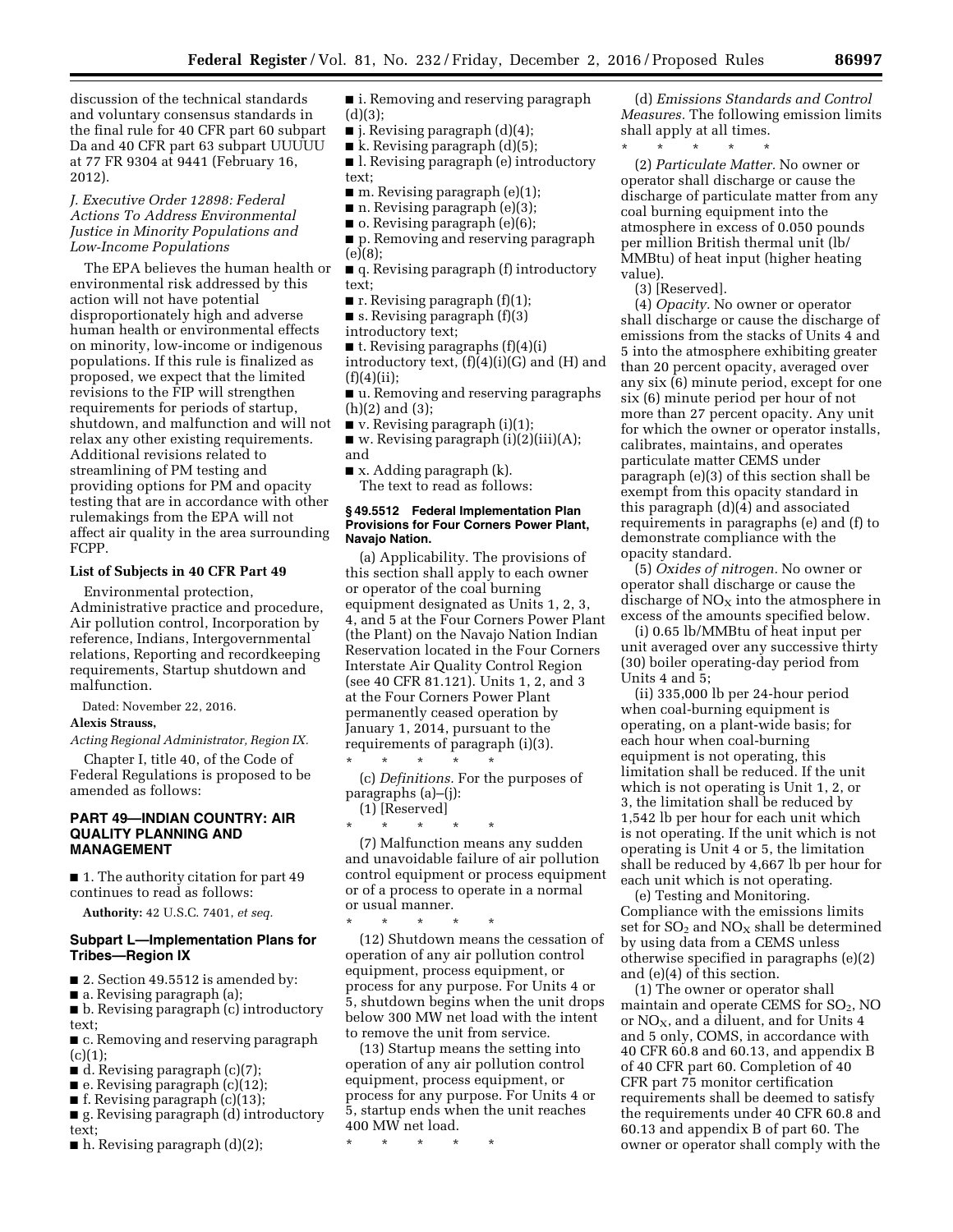discussion of the technical standards and voluntary consensus standards in the final rule for 40 CFR part 60 subpart Da and 40 CFR part 63 subpart UUUUU at 77 FR 9304 at 9441 (February 16, 2012).

### *J. Executive Order 12898: Federal Actions To Address Environmental Justice in Minority Populations and Low-Income Populations*

The EPA believes the human health or environmental risk addressed by this action will not have potential disproportionately high and adverse human health or environmental effects on minority, low-income or indigenous populations. If this rule is finalized as proposed, we expect that the limited revisions to the FIP will strengthen requirements for periods of startup, shutdown, and malfunction and will not relax any other existing requirements. Additional revisions related to streamlining of PM testing and providing options for PM and opacity testing that are in accordance with other rulemakings from the EPA will not affect air quality in the area surrounding FCPP.

### List of Subjects in 40 CFR Part 49

Environmental protection, Administrative practice and procedure, Air pollution control, Incorporation by reference, Indians, Intergovernmental relations, Reporting and recordkeeping requirements, Startup shutdown and malfunction.

Dated: November 22, 2016.

**Alexis Strauss,**

*Acting Regional Administrator, Region IX.*

Chapter I, title 40, of the Code of Federal Regulations is proposed to be amended as follows:

## PART 49—INDIAN COUNTRY: AIR QUALITY PLANNING AND MANAGEMENT

■ 1. The authority citation for part 49 continues to read as follows:

**Authority:** 42 U.S.C. 7401, *et seq.*

### Subpart L—Implementation Plans for Tribes—Region IX

■ 2. Section 49.5512 is amended by:

■ a. Revising paragraph (a);

■ b. Revising paragraph (c) introductory text;

■ c. Removing and reserving paragraph (c)(1);

■ d. Revising paragraph (c)(7);

■ e. Revising paragraph (c)(12);

■ f. Revising paragraph (c)(13);

■ g. Revising paragraph (d) introductory text;

■ h. Revising paragraph (d)(2);

■ i. Removing and reserving paragraph (d)(3);

■ j. Revising paragraph (d)(4);

■ k. Revising paragraph (d)(5);

■ l. Revising paragraph (e) introductory text;

■ m. Revising paragraph (e)(1);

■ n. Revising paragraph (e)(3);

■ o. Revising paragraph (e)(6);

■ p. Removing and reserving paragraph (e)(8);

■ q. Revising paragraph (f) introductory text;

■ r. Revising paragraph (f)(1);

■ s. Revising paragraph (f)(3) introductory text;

■ t. Revising paragraphs (f)(4)(i) introductory text, (f)(4)(i)(G) and (H) and (f)(4)(ii);

■ u. Removing and reserving paragraphs (h)(2) and (3);

■ v. Revising paragraph (i)(1);

■ w. Revising paragraph (i)(2)(iii)(A); and

■ x. Adding paragraph (k).

The text to read as follows:

#### § 49.5512 Federal Implementation Plan Provisions for Four Corners Power Plant, Navajo Nation.

(a) Applicability. The provisions of this section shall apply to each owner or operator of the coal burning equipment designated as Units 1, 2, 3, 4, and 5 at the Four Corners Power Plant (the Plant) on the Navajo Nation Indian Reservation located in the Four Corners Interstate Air Quality Control Region (see 40 CFR 81.121). Units 1, 2, and 3 at the Four Corners Power Plant permanently ceased operation by January 1, 2014, pursuant to the requirements of paragraph (i)(3).

\* \* \* \* \*

(c) *Definitions.* For the purposes of paragraphs (a)–(j):

(1) [Reserved]

\* \* \* \* \*

(7) Malfunction means any sudden and unavoidable failure of air pollution control equipment or process equipment or of a process to operate in a normal or usual manner.

\* \* \* \* \*

(12) Shutdown means the cessation of operation of any air pollution control equipment, process equipment, or process for any purpose. For Units 4 or 5, shutdown begins when the unit drops below 300 MW net load with the intent to remove the unit from service.

(13) Startup means the setting into operation of any air pollution control equipment, process equipment, or process for any purpose. For Units 4 or 5, startup ends when the unit reaches 400 MW net load.

\* \* \* \* \*

(d) *Emissions Standards and Control Measures.* The following emission limits shall apply at all times.

\* \* \* \* \*

(2) *Particulate Matter.* No owner or operator shall discharge or cause the discharge of particulate matter from any coal burning equipment into the atmosphere in excess of 0.050 pounds per million British thermal unit (lb/MMBtu) of heat input (higher heating value).

(3) [Reserved].

(4) *Opacity.* No owner or operator shall discharge or cause the discharge of emissions from the stacks of Units 4 and 5 into the atmosphere exhibiting greater than 20 percent opacity, averaged over any six (6) minute period, except for one six (6) minute period per hour of not more than 27 percent opacity. Any unit for which the owner or operator installs, calibrates, maintains, and operates particulate matter CEMS under paragraph (e)(3) of this section shall be exempt from this opacity standard in this paragraph (d)(4) and associated requirements in paragraphs (e) and (f) to demonstrate compliance with the opacity standard.

(5) *Oxides of nitrogen.* No owner or operator shall discharge or cause the discharge of $NO_X$ into the atmosphere in excess of the amounts specified below.

(i) 0.65 lb/MMBtu of heat input per unit averaged over any successive thirty (30) boiler operating-day period from Units 4 and 5;

(ii) 335,000 lb per 24-hour period when coal-burning equipment is operating, on a plant-wide basis; for each hour when coal-burning equipment is not operating, this limitation shall be reduced. If the unit which is not operating is Unit 1, 2, or 3, the limitation shall be reduced by 1,542 lb per hour for each unit which is not operating. If the unit which is not operating is Unit 4 or 5, the limitation shall be reduced by 4,667 lb per hour for each unit which is not operating.

(e) Testing and Monitoring. Compliance with the emissions limits set for $SO_2$ and $NO_X$ shall be determined by using data from a CEMS unless otherwise specified in paragraphs (e)(2) and (e)(4) of this section.

(1) The owner or operator shall maintain and operate CEMS for $SO_2$, NO or $NO_X$, and a diluent, and for Units 4 and 5 only, COMS, in accordance with 40 CFR 60.8 and 60.13, and appendix B of 40 CFR part 60. Completion of 40 CFR part 75 monitor certification requirements shall be deemed to satisfy the requirements under 40 CFR 60.8 and 60.13 and appendix B of part 60. The owner or operator shall comply with the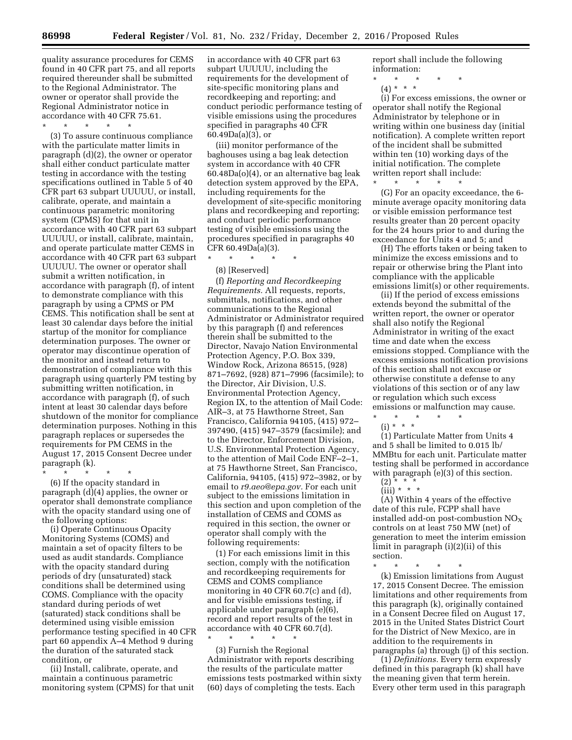quality assurance procedures for CEMS found in 40 CFR part 75, and all reports required thereunder shall be submitted to the Regional Administrator. The owner or operator shall provide the Regional Administrator notice in accordance with 40 CFR 75.61.

\* \* \* \* \*

(3) To assure continuous compliance with the particulate matter limits in paragraph (d)(2), the owner or operator shall either conduct particulate matter testing in accordance with the testing specifications outlined in Table 5 of 40 CFR part 63 subpart UUUUU, or install, calibrate, operate, and maintain a continuous parametric monitoring system (CPMS) for that unit in accordance with 40 CFR part 63 subpart UUUUU, or install, calibrate, maintain, and operate particulate matter CEMS in accordance with 40 CFR part 63 subpart UUUUU. The owner or operator shall submit a written notification, in accordance with paragraph (f), of intent to demonstrate compliance with this paragraph by using a CPMS or PM CEMS. This notification shall be sent at least 30 calendar days before the initial startup of the monitor for compliance determination purposes. The owner or operator may discontinue operation of the monitor and instead return to demonstration of compliance with this paragraph using quarterly PM testing by submitting written notification, in accordance with paragraph (f), of such intent at least 30 calendar days before shutdown of the monitor for compliance determination purposes. Nothing in this paragraph replaces or supersedes the requirements for PM CEMS in the August 17, 2015 Consent Decree under paragraph (k).

\* \* \* \* \*

(6) If the opacity standard in paragraph (d)(4) applies, the owner or operator shall demonstrate compliance with the opacity standard using one of the following options:

(i) Operate Continuous Opacity Monitoring Systems (COMS) and maintain a set of opacity filters to be used as audit standards. Compliance with the opacity standard during periods of dry (unsaturated) stack conditions shall be determined using COMS. Compliance with the opacity standard during periods of wet (saturated) stack conditions shall be determined using visible emission performance testing specified in 40 CFR part 60 appendix A–4 Method 9 during the duration of the saturated stack condition, or

(ii) Install, calibrate, operate, and maintain a continuous parametric monitoring system (CPMS) for that unit in accordance with 40 CFR part 63 subpart UUUUU, including the requirements for the development of site-specific monitoring plans and recordkeeping and reporting; and conduct periodic performance testing of visible emissions using the procedures specified in paragraphs 40 CFR 60.49Da(a)(3), or

(iii) monitor performance of the baghouses using a bag leak detection system in accordance with 40 CFR 60.48Da(o)(4), or an alternative bag leak detection system approved by the EPA, including requirements for the development of site-specific monitoring plans and recordkeeping and reporting; and conduct periodic performance testing of visible emissions using the procedures specified in paragraphs 40 CFR 60.49Da(a)(3).

\* \* \* \* \*

(8) [Reserved]

(f) *Reporting and Recordkeeping Requirements.* All requests, reports, submittals, notifications, and other communications to the Regional Administrator or Administrator required by this paragraph (f) and references therein shall be submitted to the Director, Navajo Nation Environmental Protection Agency, P.O. Box 339, Window Rock, Arizona 86515, (928) 871–7692, (928) 871–7996 (facsimile); to the Director, Air Division, U.S. Environmental Protection Agency, Region IX, to the attention of Mail Code: AIR–3, at 75 Hawthorne Street, San Francisco, California 94105, (415) 972–397490, (415) 947–3579 (facsimile); and to the Director, Enforcement Division, U.S. Environmental Protection Agency, to the attention of Mail Code ENF–2–1, at 75 Hawthorne Street, San Francisco, California, 94105, (415) 972–3982, or by email to *r9.aeo@epa.gov.* For each unit subject to the emissions limitation in this section and upon completion of the installation of CEMS and COMS as required in this section, the owner or operator shall comply with the following requirements:

(1) For each emissions limit in this section, comply with the notification and recordkeeping requirements for CEMS and COMS compliance monitoring in 40 CFR 60.7(c) and (d), and for visible emissions testing, if applicable under paragraph (e)(6), record and report results of the test in accordance with 40 CFR 60.7(d).

\* \* \* \* \*

(3) Furnish the Regional Administrator with reports describing the results of the particulate matter emissions tests postmarked within sixty (60) days of completing the tests. Each report shall include the following information:

\* \* \* \* \*

(4) \* \* \*

(i) For excess emissions, the owner or operator shall notify the Regional Administrator by telephone or in writing within one business day (initial notification). A complete written report of the incident shall be submitted within ten (10) working days of the initial notification. The complete written report shall include:

\* \* \* \* \*

(G) For an opacity exceedance, the 6-minute average opacity monitoring data or visible emission performance test results greater than 20 percent opacity for the 24 hours prior to and during the exceedance for Units 4 and 5; and

(H) The efforts taken or being taken to minimize the excess emissions and to repair or otherwise bring the Plant into compliance with the applicable emissions limit(s) or other requirements.

(ii) If the period of excess emissions extends beyond the submittal of the written report, the owner or operator shall also notify the Regional Administrator in writing of the exact time and date when the excess emissions stopped. Compliance with the excess emissions notification provisions of this section shall not excuse or otherwise constitute a defense to any violations of this section or of any law or regulation which such excess emissions or malfunction may cause.

\* \* \* \* \*

(i) \* \* \*

(1) Particulate Matter from Units 4 and 5 shall be limited to 0.015 lb/MMBtu for each unit. Particulate matter testing shall be performed in accordance with paragraph (e)(3) of this section.

(2) \* \* \*

(iii) \* \* \*

(A) Within 4 years of the effective date of this rule, FCPP shall have installed add-on post-combustion $NO_X$ controls on at least 750 MW (net) of generation to meet the interim emission limit in paragraph (i)(2)(ii) of this section.

\* \* \* \* \*

(k) Emission limitations from August 17, 2015 Consent Decree. The emission limitations and other requirements from this paragraph (k), originally contained in a Consent Decree filed on August 17, 2015 in the United States District Court for the District of New Mexico, are in addition to the requirements in paragraphs (a) through (j) of this section.

(1) *Definitions.* Every term expressly defined in this paragraph (k) shall have the meaning given that term herein. Every other term used in this paragraph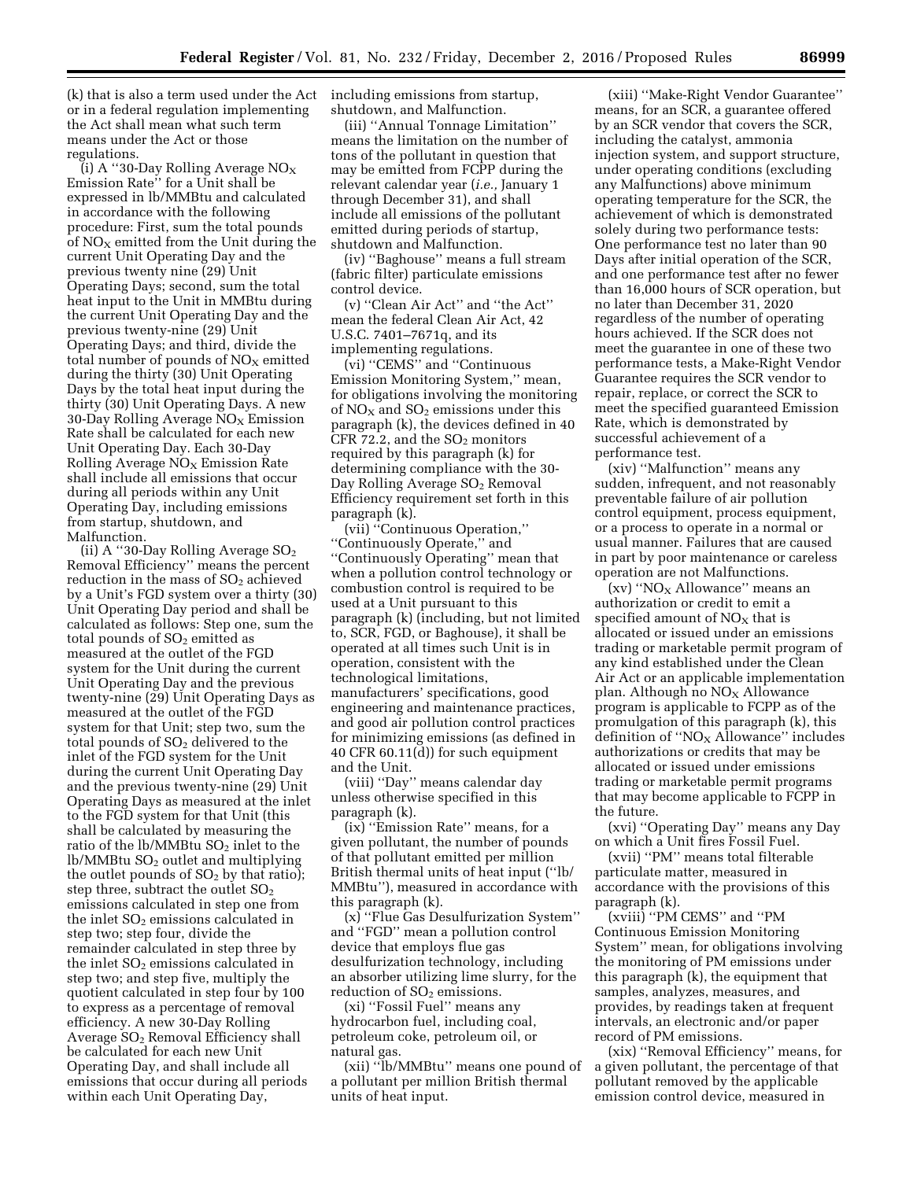(k) that is also a term used under the Act or in a federal regulation implementing the Act shall mean what such term means under the Act or those regulations.

(i) A ''30-Day Rolling Average $NO_X$ Emission Rate'' for a Unit shall be expressed in lb/MMBtu and calculated in accordance with the following procedure: First, sum the total pounds of $NO_X$ emitted from the Unit during the current Unit Operating Day and the previous twenty nine (29) Unit Operating Days; second, sum the total heat input to the Unit in MMBtu during the current Unit Operating Day and the previous twenty-nine (29) Unit Operating Days; and third, divide the total number of pounds of $NO_X$ emitted during the thirty (30) Unit Operating Days by the total heat input during the thirty (30) Unit Operating Days. A new 30-Day Rolling Average $NO_X$ Emission Rate shall be calculated for each new Unit Operating Day. Each 30-Day Rolling Average $NO_X$ Emission Rate shall include all emissions that occur during all periods within any Unit Operating Day, including emissions from startup, shutdown, and Malfunction.

(ii) A ''30-Day Rolling Average $SO_2$ Removal Efficiency'' means the percent reduction in the mass of $SO_2$ achieved by a Unit's FGD system over a thirty (30) Unit Operating Day period and shall be calculated as follows: Step one, sum the total pounds of $SO_2$ emitted as measured at the outlet of the FGD system for the Unit during the current Unit Operating Day and the previous twenty-nine (29) Unit Operating Days as measured at the outlet of the FGD system for that Unit; step two, sum the total pounds of $SO_2$ delivered to the inlet of the FGD system for the Unit during the current Unit Operating Day and the previous twenty-nine (29) Unit Operating Days as measured at the inlet to the FGD system for that Unit (this shall be calculated by measuring the ratio of the lb/MMBtu $SO_2$ inlet to the lb/MMBtu $SO_2$ outlet and multiplying the outlet pounds of $SO_2$ by that ratio); step three, subtract the outlet $SO_2$ emissions calculated in step one from the inlet $SO_2$ emissions calculated in step two; step four, divide the remainder calculated in step three by the inlet $SO_2$ emissions calculated in step two; and step five, multiply the quotient calculated in step four by 100 to express as a percentage of removal efficiency. A new 30-Day Rolling Average $SO_2$ Removal Efficiency shall be calculated for each new Unit Operating Day, and shall include all emissions that occur during all periods within each Unit Operating Day, including emissions from startup, shutdown, and Malfunction.

(iii) ''Annual Tonnage Limitation'' means the limitation on the number of tons of the pollutant in question that may be emitted from FCPP during the relevant calendar year (*i.e.,* January 1 through December 31), and shall include all emissions of the pollutant emitted during periods of startup, shutdown and Malfunction.

(iv) ''Baghouse'' means a full stream (fabric filter) particulate emissions control device.

(v) ''Clean Air Act'' and ''the Act'' mean the federal Clean Air Act, 42 U.S.C. 7401–7671q, and its implementing regulations.

(vi) ''CEMS'' and ''Continuous Emission Monitoring System,'' mean, for obligations involving the monitoring of $NO_X$ and $SO_2$ emissions under this paragraph (k), the devices defined in 40 CFR 72.2, and the $SO_2$ monitors required by this paragraph (k) for determining compliance with the 30-Day Rolling Average $SO_2$ Removal Efficiency requirement set forth in this paragraph (k).

(vii) ''Continuous Operation,'' ''Continuously Operate,'' and ''Continuously Operating'' mean that when a pollution control technology or combustion control is required to be used at a Unit pursuant to this paragraph (k) (including, but not limited to, SCR, FGD, or Baghouse), it shall be operated at all times such Unit is in operation, consistent with the technological limitations, manufacturers' specifications, good engineering and maintenance practices, and good air pollution control practices for minimizing emissions (as defined in 40 CFR 60.11(d)) for such equipment and the Unit.

(viii) ''Day'' means calendar day unless otherwise specified in this paragraph (k).

(ix) ''Emission Rate'' means, for a given pollutant, the number of pounds of that pollutant emitted per million British thermal units of heat input (''lb/MMBtu''), measured in accordance with this paragraph (k).

(x) ''Flue Gas Desulfurization System'' and ''FGD'' mean a pollution control device that employs flue gas desulfurization technology, including an absorber utilizing lime slurry, for the reduction of $SO_2$ emissions.

(xi) ''Fossil Fuel'' means any hydrocarbon fuel, including coal, petroleum coke, petroleum oil, or natural gas.

(xii) ''lb/MMBtu'' means one pound of a pollutant per million British thermal units of heat input.

(xiii) ''Make-Right Vendor Guarantee'' means, for an SCR, a guarantee offered by an SCR vendor that covers the SCR, including the catalyst, ammonia injection system, and support structure, under operating conditions (excluding any Malfunctions) above minimum operating temperature for the SCR, the achievement of which is demonstrated solely during two performance tests: One performance test no later than 90 Days after initial operation of the SCR, and one performance test after no fewer than 16,000 hours of SCR operation, but no later than December 31, 2020 regardless of the number of operating hours achieved. If the SCR does not meet the guarantee in one of these two performance tests, a Make-Right Vendor Guarantee requires the SCR vendor to repair, replace, or correct the SCR to meet the specified guaranteed Emission Rate, which is demonstrated by successful achievement of a performance test.

(xiv) ''Malfunction'' means any sudden, infrequent, and not reasonably preventable failure of air pollution control equipment, process equipment, or a process to operate in a normal or usual manner. Failures that are caused in part by poor maintenance or careless operation are not Malfunctions.

(xv) ''$NO_X$ Allowance'' means an authorization or credit to emit a specified amount of $NO_X$ that is allocated or issued under an emissions trading or marketable permit program of any kind established under the Clean Air Act or an applicable implementation plan. Although no $NO_X$ Allowance program is applicable to FCPP as of the promulgation of this paragraph (k), this definition of ''$NO_X$ Allowance'' includes authorizations or credits that may be allocated or issued under emissions trading or marketable permit programs that may become applicable to FCPP in the future.

(xvi) ''Operating Day'' means any Day on which a Unit fires Fossil Fuel.

(xvii) ''PM'' means total filterable particulate matter, measured in accordance with the provisions of this paragraph (k).

(xviii) ''PM CEMS'' and ''PM Continuous Emission Monitoring System'' mean, for obligations involving the monitoring of PM emissions under this paragraph (k), the equipment that samples, analyzes, measures, and provides, by readings taken at frequent intervals, an electronic and/or paper record of PM emissions.

(xix) ''Removal Efficiency'' means, for a given pollutant, the percentage of that pollutant removed by the applicable emission control device, measured in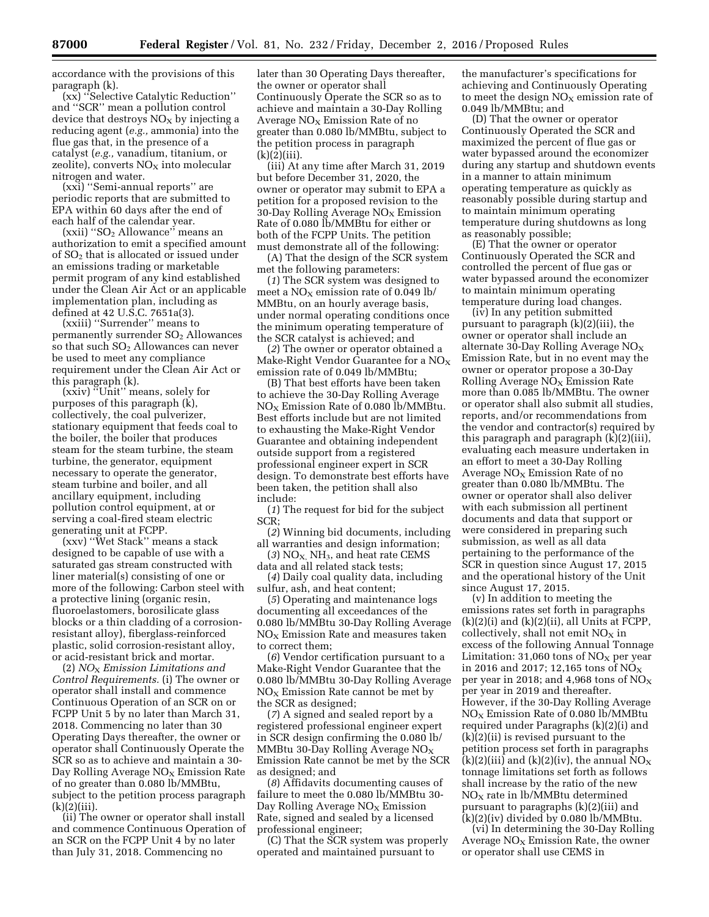accordance with the provisions of this paragraph (k).

(xx) ''Selective Catalytic Reduction'' and ''SCR'' mean a pollution control device that destroys $NO_X$ by injecting a reducing agent (*e.g.,* ammonia) into the flue gas that, in the presence of a catalyst (*e.g.,* vanadium, titanium, or zeolite), converts $NO_X$ into molecular nitrogen and water.

(xxi) ''Semi-annual reports'' are periodic reports that are submitted to EPA within 60 days after the end of each half of the calendar year.

(xxii) ''$SO_2$ Allowance'' means an authorization to emit a specified amount of $SO_2$ that is allocated or issued under an emissions trading or marketable permit program of any kind established under the Clean Air Act or an applicable implementation plan, including as defined at 42 U.S.C. 7651a(3).

(xxiii) ''Surrender'' means to permanently surrender $SO_2$ Allowances so that such $SO_2$ Allowances can never be used to meet any compliance requirement under the Clean Air Act or this paragraph (k).

(xxiv) ''Unit'' means, solely for purposes of this paragraph (k), collectively, the coal pulverizer, stationary equipment that feeds coal to the boiler, the boiler that produces steam for the steam turbine, the steam turbine, the generator, equipment necessary to operate the generator, steam turbine and boiler, and all ancillary equipment, including pollution control equipment, at or serving a coal-fired steam electric generating unit at FCPP.

(xxv) ''Wet Stack'' means a stack designed to be capable of use with a saturated gas stream constructed with liner material(s) consisting of one or more of the following: Carbon steel with a protective lining (organic resin, fluoroelastomers, borosilicate glass blocks or a thin cladding of a corrosion-resistant alloy), fiberglass-reinforced plastic, solid corrosion-resistant alloy, or acid-resistant brick and mortar.

(2) *$NO_X$ Emission Limitations and Control Requirements.* (i) The owner or operator shall install and commence Continuous Operation of an SCR on or FCPP Unit 5 by no later than March 31, 2018. Commencing no later than 30 Operating Days thereafter, the owner or operator shall Continuously Operate the SCR so as to achieve and maintain a 30-Day Rolling Average $NO_X$ Emission Rate of no greater than 0.080 lb/MMBtu, subject to the petition process paragraph (k)(2)(iii).

(ii) The owner or operator shall install and commence Continuous Operation of an SCR on the FCPP Unit 4 by no later than July 31, 2018. Commencing no later than 30 Operating Days thereafter, the owner or operator shall Continuously Operate the SCR so as to achieve and maintain a 30-Day Rolling Average $NO_X$ Emission Rate of no greater than 0.080 lb/MMBtu, subject to the petition process in paragraph (k)(2)(iii).

(iii) At any time after March 31, 2019 but before December 31, 2020, the owner or operator may submit to EPA a petition for a proposed revision to the 30-Day Rolling Average $NO_X$ Emission Rate of 0.080 lb/MMBtu for either or both of the FCPP Units. The petition must demonstrate all of the following:

(A) That the design of the SCR system met the following parameters:

(*1*) The SCR system was designed to meet a $NO_X$ emission rate of 0.049 lb/MMBtu, on an hourly average basis, under normal operating conditions once the minimum operating temperature of the SCR catalyst is achieved; and

(*2*) The owner or operator obtained a Make-Right Vendor Guarantee for a $NO_X$ emission rate of 0.049 lb/MMBtu;

(B) That best efforts have been taken to achieve the 30-Day Rolling Average $NO_X$ Emission Rate of 0.080 lb/MMBtu. Best efforts include but are not limited to exhausting the Make-Right Vendor Guarantee and obtaining independent outside support from a registered professional engineer expert in SCR design. To demonstrate best efforts have been taken, the petition shall also include:

(*1*) The request for bid for the subject SCR;

(*2*) Winning bid documents, including all warranties and design information;

(*3*) $NO_X$, $NH_3$, and heat rate CEMS data and all related stack tests;

(*4*) Daily coal quality data, including sulfur, ash, and heat content;

(*5*) Operating and maintenance logs documenting all exceedances of the 0.080 lb/MMBtu 30-Day Rolling Average $NO_X$ Emission Rate and measures taken to correct them;

(*6*) Vendor certification pursuant to a Make-Right Vendor Guarantee that the 0.080 lb/MMBtu 30-Day Rolling Average $NO_X$ Emission Rate cannot be met by the SCR as designed;

(*7*) A signed and sealed report by a registered professional engineer expert in SCR design confirming the 0.080 lb/MMBtu 30-Day Rolling Average $NO_X$ Emission Rate cannot be met by the SCR as designed; and

(*8*) Affidavits documenting causes of failure to meet the 0.080 lb/MMBtu 30-Day Rolling Average $NO_X$ Emission Rate, signed and sealed by a licensed professional engineer;

(C) That the SCR system was properly operated and maintained pursuant to the manufacturer's specifications for achieving and Continuously Operating to meet the design $NO_X$ emission rate of 0.049 lb/MMBtu; and

(D) That the owner or operator Continuously Operated the SCR and maximized the percent of flue gas or water bypassed around the economizer during any startup and shutdown events in a manner to attain minimum operating temperature as quickly as reasonably possible during startup and to maintain minimum operating temperature during shutdowns as long as reasonably possible;

(E) That the owner or operator Continuously Operated the SCR and controlled the percent of flue gas or water bypassed around the economizer to maintain minimum operating temperature during load changes.

(iv) In any petition submitted pursuant to paragraph (k)(2)(iii), the owner or operator shall include an alternate 30-Day Rolling Average $NO_X$ Emission Rate, but in no event may the owner or operator propose a 30-Day Rolling Average $NO_X$ Emission Rate more than 0.085 lb/MMBtu. The owner or operator shall also submit all studies, reports, and/or recommendations from the vendor and contractor(s) required by this paragraph and paragraph (k)(2)(iii), evaluating each measure undertaken in an effort to meet a 30-Day Rolling Average $NO_X$ Emission Rate of no greater than 0.080 lb/MMBtu. The owner or operator shall also deliver with each submission all pertinent documents and data that support or were considered in preparing such submission, as well as all data pertaining to the performance of the SCR in question since August 17, 2015 and the operational history of the Unit since August 17, 2015.

(v) In addition to meeting the emissions rates set forth in paragraphs (k)(2)(i) and (k)(2)(ii), all Units at FCPP, collectively, shall not emit $NO_X$ in excess of the following Annual Tonnage Limitation: 31,060 tons of $NO_X$ per year in 2016 and 2017; 12,165 tons of $NO_X$ per year in 2018; and 4,968 tons of $NO_X$ per year in 2019 and thereafter. However, if the 30-Day Rolling Average $NO_X$ Emission Rate of 0.080 lb/MMBtu required under Paragraphs (k)(2)(i) and (k)(2)(ii) is revised pursuant to the petition process set forth in paragraphs (k)(2)(iii) and (k)(2)(iv), the annual $NO_X$ tonnage limitations set forth as follows shall increase by the ratio of the new $NO_X$ rate in lb/MMBtu determined pursuant to paragraphs (k)(2)(iii) and (k)(2)(iv) divided by 0.080 lb/MMBtu.

(vi) In determining the 30-Day Rolling Average $NO_X$ Emission Rate, the owner or operator shall use CEMS in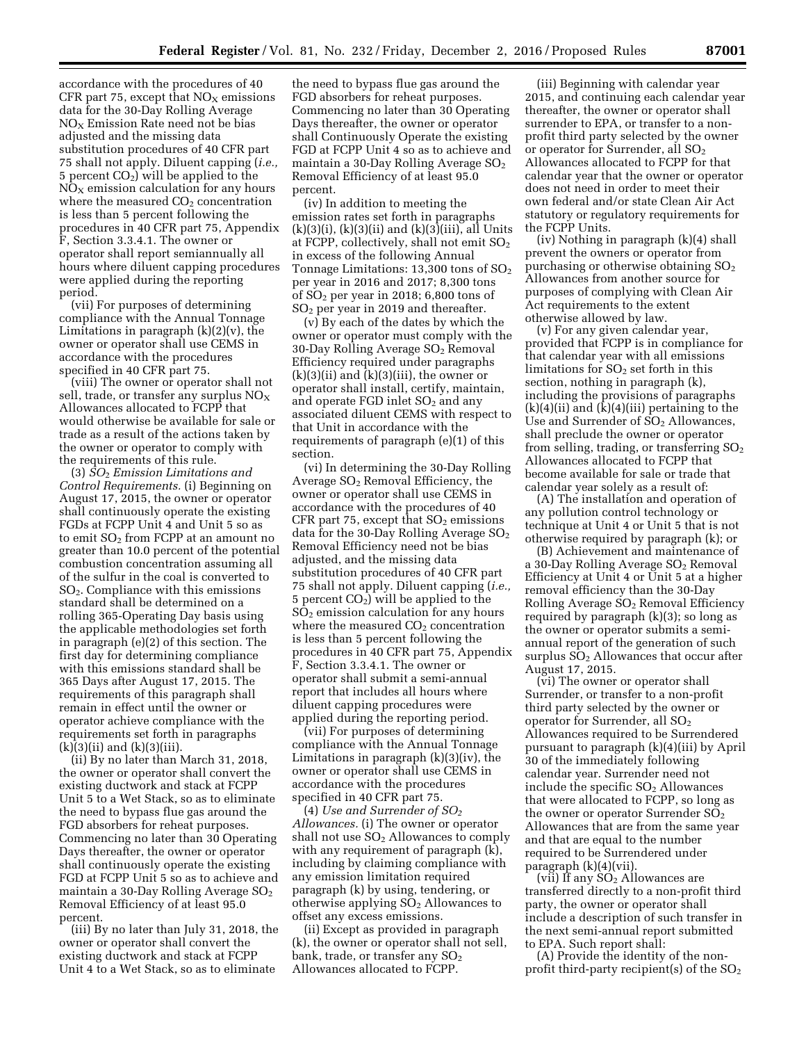accordance with the procedures of 40 CFR part 75, except that $NO_X$ emissions data for the 30-Day Rolling Average $NO_X$ Emission Rate need not be bias adjusted and the missing data substitution procedures of 40 CFR part 75 shall not apply. Diluent capping (*i.e.,* 5 percent $CO_2$) will be applied to the $NO_X$ emission calculation for any hours where the measured $CO_2$ concentration is less than 5 percent following the procedures in 40 CFR part 75, Appendix F, Section 3.3.4.1. The owner or operator shall report semiannually all hours where diluent capping procedures were applied during the reporting period.

(vii) For purposes of determining compliance with the Annual Tonnage Limitations in paragraph (k)(2)(v), the owner or operator shall use CEMS in accordance with the procedures specified in 40 CFR part 75.

(viii) The owner or operator shall not sell, trade, or transfer any surplus $NO_X$ Allowances allocated to FCPP that would otherwise be available for sale or trade as a result of the actions taken by the owner or operator to comply with the requirements of this rule.

(3) *$SO_2$ Emission Limitations and Control Requirements.* (i) Beginning on August 17, 2015, the owner or operator shall continuously operate the existing FGDs at FCPP Unit 4 and Unit 5 so as to emit $SO_2$ from FCPP at an amount no greater than 10.0 percent of the potential combustion concentration assuming all of the sulfur in the coal is converted to $SO_2$. Compliance with this emissions standard shall be determined on a rolling 365-Operating Day basis using the applicable methodologies set forth in paragraph (e)(2) of this section. The first day for determining compliance with this emissions standard shall be 365 Days after August 17, 2015. The requirements of this paragraph shall remain in effect until the owner or operator achieve compliance with the requirements set forth in paragraphs (k)(3)(ii) and (k)(3)(iii).

(ii) By no later than March 31, 2018, the owner or operator shall convert the existing ductwork and stack at FCPP Unit 5 to a Wet Stack, so as to eliminate the need to bypass flue gas around the FGD absorbers for reheat purposes. Commencing no later than 30 Operating Days thereafter, the owner or operator shall continuously operate the existing FGD at FCPP Unit 5 so as to achieve and maintain a 30-Day Rolling Average $SO_2$ Removal Efficiency of at least 95.0 percent.

(iii) By no later than July 31, 2018, the owner or operator shall convert the existing ductwork and stack at FCPP Unit 4 to a Wet Stack, so as to eliminate the need to bypass flue gas around the FGD absorbers for reheat purposes. Commencing no later than 30 Operating Days thereafter, the owner or operator shall Continuously Operate the existing FGD at FCPP Unit 4 so as to achieve and maintain a 30-Day Rolling Average $SO_2$ Removal Efficiency of at least 95.0 percent.

(iv) In addition to meeting the emission rates set forth in paragraphs (k)(3)(i), (k)(3)(ii) and (k)(3)(iii), all Units at FCPP, collectively, shall not emit $SO_2$ in excess of the following Annual Tonnage Limitations: 13,300 tons of $SO_2$ per year in 2016 and 2017; 8,300 tons of $SO_2$ per year in 2018; 6,800 tons of $SO_2$ per year in 2019 and thereafter.

(v) By each of the dates by which the owner or operator must comply with the 30-Day Rolling Average $SO_2$ Removal Efficiency required under paragraphs (k)(3)(ii) and (k)(3)(iii), the owner or operator shall install, certify, maintain, and operate FGD inlet $SO_2$ and any associated diluent CEMS with respect to that Unit in accordance with the requirements of paragraph (e)(1) of this section.

(vi) In determining the 30-Day Rolling Average $SO_2$ Removal Efficiency, the owner or operator shall use CEMS in accordance with the procedures of 40 CFR part 75, except that $SO_2$ emissions data for the 30-Day Rolling Average $SO_2$ Removal Efficiency need not be bias adjusted, and the missing data substitution procedures of 40 CFR part 75 shall not apply. Diluent capping (*i.e.,* 5 percent $CO_2$) will be applied to the $SO_2$ emission calculation for any hours where the measured $CO_2$ concentration is less than 5 percent following the procedures in 40 CFR part 75, Appendix F, Section 3.3.4.1. The owner or operator shall submit a semi-annual report that includes all hours where diluent capping procedures were applied during the reporting period.

(vii) For purposes of determining compliance with the Annual Tonnage Limitations in paragraph (k)(3)(iv), the owner or operator shall use CEMS in accordance with the procedures specified in 40 CFR part 75.

(4) *Use and Surrender of $SO_2$ Allowances.* (i) The owner or operator shall not use $SO_2$ Allowances to comply with any requirement of paragraph (k), including by claiming compliance with any emission limitation required paragraph (k) by using, tendering, or otherwise applying $SO_2$ Allowances to offset any excess emissions.

(ii) Except as provided in paragraph (k), the owner or operator shall not sell, bank, trade, or transfer any $SO_2$ Allowances allocated to FCPP.

(iii) Beginning with calendar year 2015, and continuing each calendar year thereafter, the owner or operator shall surrender to EPA, or transfer to a non-profit third party selected by the owner or operator for Surrender, all $SO_2$ Allowances allocated to FCPP for that calendar year that the owner or operator does not need in order to meet their own federal and/or state Clean Air Act statutory or regulatory requirements for the FCPP Units.

(iv) Nothing in paragraph (k)(4) shall prevent the owners or operator from purchasing or otherwise obtaining $SO_2$ Allowances from another source for purposes of complying with Clean Air Act requirements to the extent otherwise allowed by law.

(v) For any given calendar year, provided that FCPP is in compliance for that calendar year with all emissions limitations for $SO_2$ set forth in this section, nothing in paragraph (k), including the provisions of paragraphs (k)(4)(ii) and (k)(4)(iii) pertaining to the Use and Surrender of $SO_2$ Allowances, shall preclude the owner or operator from selling, trading, or transferring $SO_2$ Allowances allocated to FCPP that become available for sale or trade that calendar year solely as a result of:

(A) The installation and operation of any pollution control technology or technique at Unit 4 or Unit 5 that is not otherwise required by paragraph (k); or

(B) Achievement and maintenance of a 30-Day Rolling Average $SO_2$ Removal Efficiency at Unit 4 or Unit 5 at a higher removal efficiency than the 30-Day Rolling Average $SO_2$ Removal Efficiency required by paragraph (k)(3); so long as the owner or operator submits a semi-annual report of the generation of such surplus $SO_2$ Allowances that occur after August 17, 2015.

(vi) The owner or operator shall Surrender, or transfer to a non-profit third party selected by the owner or operator for Surrender, all $SO_2$ Allowances required to be Surrendered pursuant to paragraph (k)(4)(iii) by April 30 of the immediately following calendar year. Surrender need not include the specific $SO_2$ Allowances that were allocated to FCPP, so long as the owner or operator Surrender $SO_2$ Allowances that are from the same year and that are equal to the number required to be Surrendered under paragraph (k)(4)(vii).

(vii) If any $SO_2$ Allowances are transferred directly to a non-profit third party, the owner or operator shall include a description of such transfer in the next semi-annual report submitted to EPA. Such report shall:

(A) Provide the identity of the non-profit third-party recipient(s) of the $SO_2$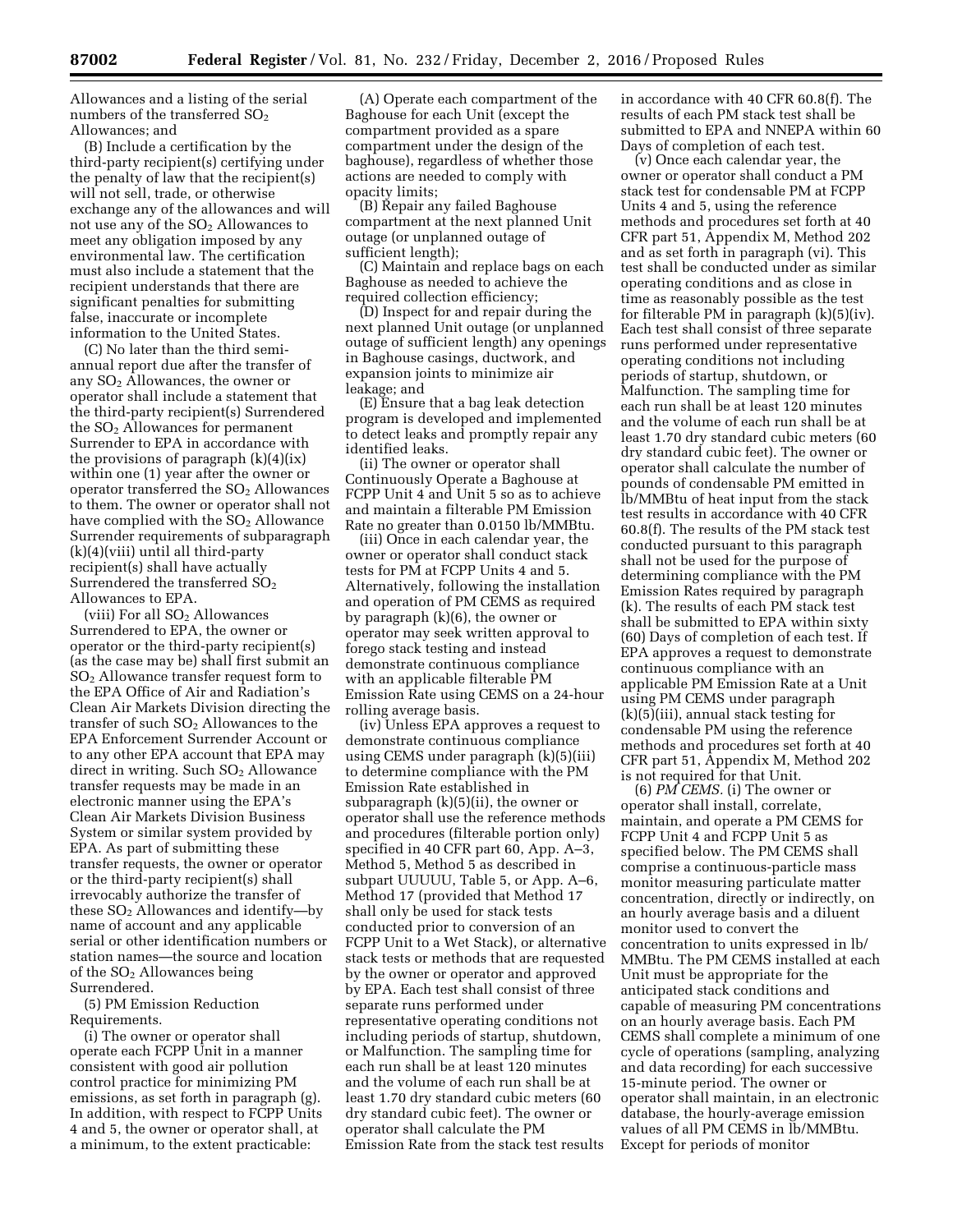Allowances and a listing of the serial numbers of the transferred $SO_2$ Allowances; and

(B) Include a certification by the third-party recipient(s) certifying under the penalty of law that the recipient(s) will not sell, trade, or otherwise exchange any of the allowances and will not use any of the $SO_2$ Allowances to meet any obligation imposed by any environmental law. The certification must also include a statement that the recipient understands that there are significant penalties for submitting false, inaccurate or incomplete information to the United States.

(C) No later than the third semi-annual report due after the transfer of any $SO_2$ Allowances, the owner or operator shall include a statement that the third-party recipient(s) Surrendered the $SO_2$ Allowances for permanent Surrender to EPA in accordance with the provisions of paragraph (k)(4)(ix) within one (1) year after the owner or operator transferred the $SO_2$ Allowances to them. The owner or operator shall not have complied with the $SO_2$ Allowance Surrender requirements of subparagraph (k)(4)(viii) until all third-party recipient(s) shall have actually Surrendered the transferred $SO_2$ Allowances to EPA.

(viii) For all $SO_2$ Allowances Surrendered to EPA, the owner or operator or the third-party recipient(s) (as the case may be) shall first submit an $SO_2$ Allowance transfer request form to the EPA Office of Air and Radiation's Clean Air Markets Division directing the transfer of such $SO_2$ Allowances to the EPA Enforcement Surrender Account or to any other EPA account that EPA may direct in writing. Such $SO_2$ Allowance transfer requests may be made in an electronic manner using the EPA's Clean Air Markets Division Business System or similar system provided by EPA. As part of submitting these transfer requests, the owner or operator or the third-party recipient(s) shall irrevocably authorize the transfer of these $SO_2$ Allowances and identify—by name of account and any applicable serial or other identification numbers or station names—the source and location of the $SO_2$ Allowances being Surrendered.

(5) PM Emission Reduction Requirements.

(i) The owner or operator shall operate each FCPP Unit in a manner consistent with good air pollution control practice for minimizing PM emissions, as set forth in paragraph (g). In addition, with respect to FCPP Units 4 and 5, the owner or operator shall, at a minimum, to the extent practicable:

(A) Operate each compartment of the Baghouse for each Unit (except the compartment provided as a spare compartment under the design of the baghouse), regardless of whether those actions are needed to comply with opacity limits;

(B) Repair any failed Baghouse compartment at the next planned Unit outage (or unplanned outage of sufficient length);

(C) Maintain and replace bags on each Baghouse as needed to achieve the required collection efficiency;

(D) Inspect for and repair during the next planned Unit outage (or unplanned outage of sufficient length) any openings in Baghouse casings, ductwork, and expansion joints to minimize air leakage; and

(E) Ensure that a bag leak detection program is developed and implemented to detect leaks and promptly repair any identified leaks.

(ii) The owner or operator shall Continuously Operate a Baghouse at FCPP Unit 4 and Unit 5 so as to achieve and maintain a filterable PM Emission Rate no greater than 0.0150 lb/MMBtu.

(iii) Once in each calendar year, the owner or operator shall conduct stack tests for PM at FCPP Units 4 and 5. Alternatively, following the installation and operation of PM CEMS as required by paragraph (k)(6), the owner or operator may seek written approval to forego stack testing and instead demonstrate continuous compliance with an applicable filterable PM Emission Rate using CEMS on a 24-hour rolling average basis.

(iv) Unless EPA approves a request to demonstrate continuous compliance using CEMS under paragraph (k)(5)(iii) to determine compliance with the PM Emission Rate established in subparagraph (k)(5)(ii), the owner or operator shall use the reference methods and procedures (filterable portion only) specified in 40 CFR part 60, App. A–3, Method 5, Method 5 as described in subpart UUUUU, Table 5, or App. A–6, Method 17 (provided that Method 17 shall only be used for stack tests conducted prior to conversion of an FCPP Unit to a Wet Stack), or alternative stack tests or methods that are requested by the owner or operator and approved by EPA. Each test shall consist of three separate runs performed under representative operating conditions not including periods of startup, shutdown, or Malfunction. The sampling time for each run shall be at least 120 minutes and the volume of each run shall be at least 1.70 dry standard cubic meters (60 dry standard cubic feet). The owner or operator shall calculate the PM Emission Rate from the stack test results in accordance with 40 CFR 60.8(f). The results of each PM stack test shall be submitted to EPA and NNEPA within 60 Days of completion of each test.

(v) Once each calendar year, the owner or operator shall conduct a PM stack test for condensable PM at FCPP Units 4 and 5, using the reference methods and procedures set forth at 40 CFR part 51, Appendix M, Method 202 and as set forth in paragraph (vi). This test shall be conducted under as similar operating conditions and as close in time as reasonably possible as the test for filterable PM in paragraph (k)(5)(iv). Each test shall consist of three separate runs performed under representative operating conditions not including periods of startup, shutdown, or Malfunction. The sampling time for each run shall be at least 120 minutes and the volume of each run shall be at least 1.70 dry standard cubic meters (60 dry standard cubic feet). The owner or operator shall calculate the number of pounds of condensable PM emitted in lb/MMBtu of heat input from the stack test results in accordance with 40 CFR 60.8(f). The results of the PM stack test conducted pursuant to this paragraph shall not be used for the purpose of determining compliance with the PM Emission Rates required by paragraph (k). The results of each PM stack test shall be submitted to EPA within sixty (60) Days of completion of each test. If EPA approves a request to demonstrate continuous compliance with an applicable PM Emission Rate at a Unit using PM CEMS under paragraph (k)(5)(iii), annual stack testing for condensable PM using the reference methods and procedures set forth at 40 CFR part 51, Appendix M, Method 202 is not required for that Unit.

(6) *PM CEMS.* (i) The owner or operator shall install, correlate, maintain, and operate a PM CEMS for FCPP Unit 4 and FCPP Unit 5 as specified below. The PM CEMS shall comprise a continuous-particle mass monitor measuring particulate matter concentration, directly or indirectly, on an hourly average basis and a diluent monitor used to convert the concentration to units expressed in lb/MMBtu. The PM CEMS installed at each Unit must be appropriate for the anticipated stack conditions and capable of measuring PM concentrations on an hourly average basis. Each PM CEMS shall complete a minimum of one cycle of operations (sampling, analyzing and data recording) for each successive 15-minute period. The owner or operator shall maintain, in an electronic database, the hourly-average emission values of all PM CEMS in lb/MMBtu. Except for periods of monitor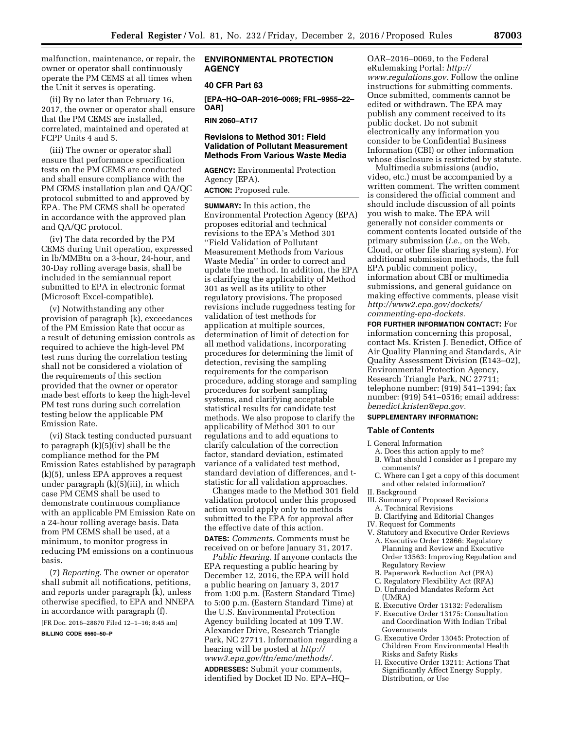malfunction, maintenance, or repair, the owner or operator shall continuously operate the PM CEMS at all times when the Unit it serves is operating.

(ii) By no later than February 16, 2017, the owner or operator shall ensure that the PM CEMS are installed, correlated, maintained and operated at FCPP Units 4 and 5.

(iii) The owner or operator shall ensure that performance specification tests on the PM CEMS are conducted and shall ensure compliance with the PM CEMS installation plan and QA/QC protocol submitted to and approved by EPA. The PM CEMS shall be operated in accordance with the approved plan and QA/QC protocol.

(iv) The data recorded by the PM CEMS during Unit operation, expressed in lb/MMBtu on a 3-hour, 24-hour, and 30-Day rolling average basis, shall be included in the semiannual report submitted to EPA in electronic format (Microsoft Excel-compatible).

(v) Notwithstanding any other provision of paragraph (k), exceedances of the PM Emission Rate that occur as a result of detuning emission controls as required to achieve the high-level PM test runs during the correlation testing shall not be considered a violation of the requirements of this section provided that the owner or operator made best efforts to keep the high-level PM test runs during such correlation testing below the applicable PM Emission Rate.

(vi) Stack testing conducted pursuant to paragraph (k)(5)(iv) shall be the compliance method for the PM Emission Rates established by paragraph (k)(5), unless EPA approves a request under paragraph (k)(5)(iii), in which case PM CEMS shall be used to demonstrate continuous compliance with an applicable PM Emission Rate on a 24-hour rolling average basis. Data from PM CEMS shall be used, at a minimum, to monitor progress in reducing PM emissions on a continuous basis.

(7) *Reporting.* The owner or operator shall submit all notifications, petitions, and reports under paragraph (k), unless otherwise specified, to EPA and NNEPA in accordance with paragraph (f).

[FR Doc. 2016–28870 Filed 12–1–16; 8:45 am]

**BILLING CODE 6560–50–P**

## ENVIRONMENTAL PROTECTION AGENCY

## 40 CFR Part 63

**[EPA–HQ–OAR–2016–0069; FRL–9955–22–OAR]**

**RIN 2060–AT17**

## Revisions to Method 301: Field Validation of Pollutant Measurement Methods From Various Waste Media

**AGENCY:** Environmental Protection Agency (EPA).

**ACTION:** Proposed rule.

**SUMMARY:** In this action, the Environmental Protection Agency (EPA) proposes editorial and technical revisions to the EPA's Method 301 ''Field Validation of Pollutant Measurement Methods from Various Waste Media'' in order to correct and update the method. In addition, the EPA is clarifying the applicability of Method 301 as well as its utility to other regulatory provisions. The proposed revisions include ruggedness testing for validation of test methods for application at multiple sources, determination of limit of detection for all method validations, incorporating procedures for determining the limit of detection, revising the sampling requirements for the comparison procedure, adding storage and sampling procedures for sorbent sampling systems, and clarifying acceptable statistical results for candidate test methods. We also propose to clarify the applicability of Method 301 to our regulations and to add equations to clarify calculation of the correction factor, standard deviation, estimated variance of a validated test method, standard deviation of differences, and t-statistic for all validation approaches.

Changes made to the Method 301 field validation protocol under this proposed action would apply only to methods submitted to the EPA for approval after the effective date of this action.

**DATES:** *Comments.* Comments must be received on or before January 31, 2017.

*Public Hearing.* If anyone contacts the EPA requesting a public hearing by December 12, 2016, the EPA will hold a public hearing on January 3, 2017 from 1:00 p.m. (Eastern Standard Time) to 5:00 p.m. (Eastern Standard Time) at the U.S. Environmental Protection Agency building located at 109 T.W. Alexander Drive, Research Triangle Park, NC 27711. Information regarding a hearing will be posted at *http://www3.epa.gov/ttn/emc/methods/.*

**ADDRESSES:** Submit your comments, identified by Docket ID No. EPA–HQ–OAR–2016–0069, to the Federal eRulemaking Portal: *http://www.regulations.gov.* Follow the online instructions for submitting comments. Once submitted, comments cannot be edited or withdrawn. The EPA may publish any comment received to its public docket. Do not submit electronically any information you consider to be Confidential Business Information (CBI) or other information whose disclosure is restricted by statute.

Multimedia submissions (audio, video, etc.) must be accompanied by a written comment. The written comment is considered the official comment and should include discussion of all points you wish to make. The EPA will generally not consider comments or comment contents located outside of the primary submission (*i.e.,* on the Web, Cloud, or other file sharing system). For additional submission methods, the full EPA public comment policy, information about CBI or multimedia submissions, and general guidance on making effective comments, please visit *http://www2.epa.gov/dockets/commenting-epa-dockets.*

**FOR FURTHER INFORMATION CONTACT:** For information concerning this proposal, contact Ms. Kristen J. Benedict, Office of Air Quality Planning and Standards, Air Quality Assessment Division (E143–02), Environmental Protection Agency, Research Triangle Park, NC 27711; telephone number: (919) 541–1394; fax number: (919) 541–0516; email address: *benedict.kristen@epa.gov.*

**SUPPLEMENTARY INFORMATION:**

### Table of Contents

- I. General Information
  - A. Does this action apply to me?
  - B. What should I consider as I prepare my comments?
  - C. Where can I get a copy of this document and other related information?
- II. Background
- III. Summary of Proposed Revisions
  - A. Technical Revisions
  - B. Clarifying and Editorial Changes
- IV. Request for Comments
- V. Statutory and Executive Order Reviews
  - A. Executive Order 12866: Regulatory Planning and Review and Executive Order 13563: Improving Regulation and Regulatory Review
  - B. Paperwork Reduction Act (PRA)
  - C. Regulatory Flexibility Act (RFA)
  - D. Unfunded Mandates Reform Act (UMRA)
  - E. Executive Order 13132: Federalism
  - F. Executive Order 13175: Consultation and Coordination With Indian Tribal Governments
  - G. Executive Order 13045: Protection of Children From Environmental Health Risks and Safety Risks
  - H. Executive Order 13211: Actions That Significantly Affect Energy Supply, Distribution, or Use